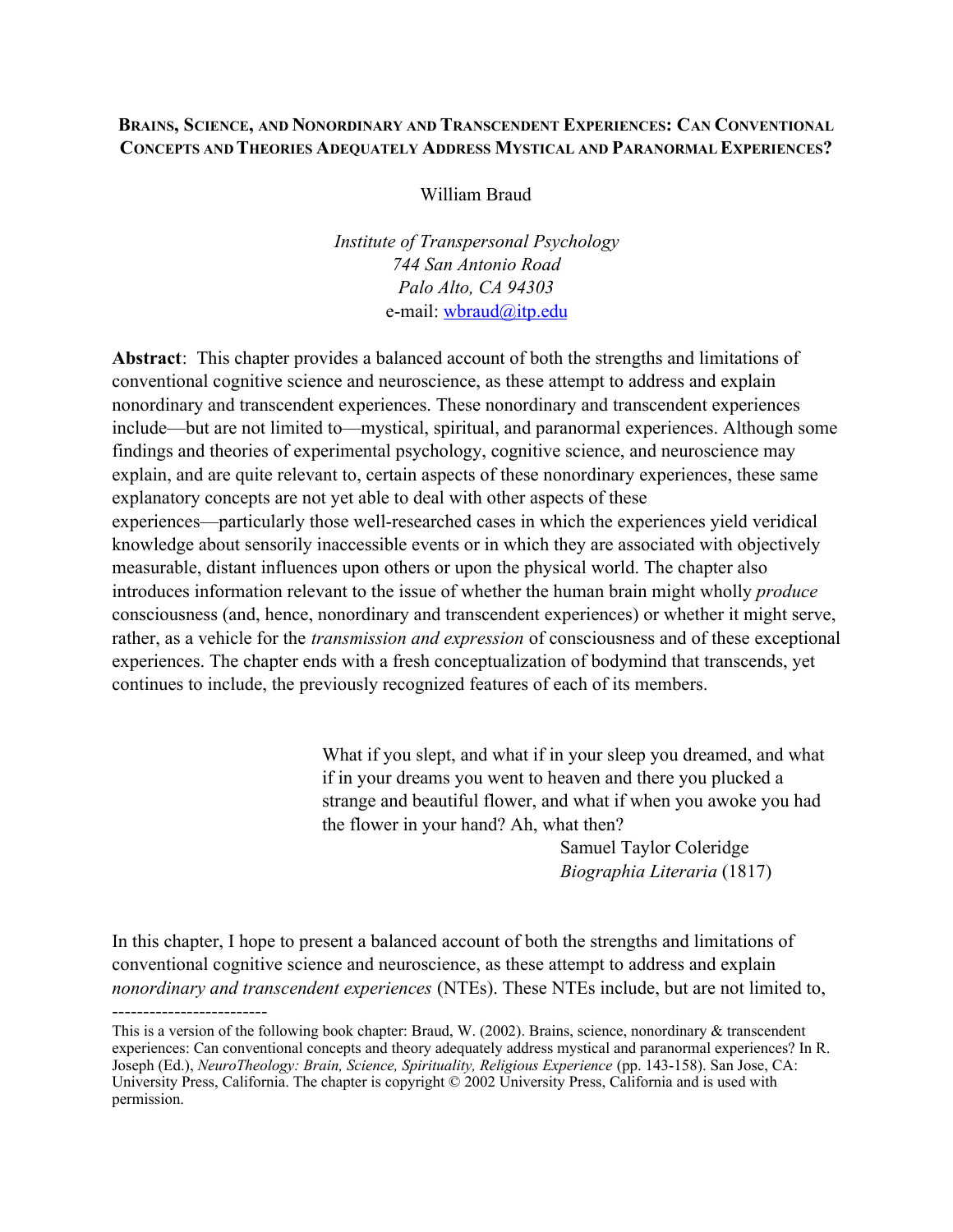**BRAINS, SCIENCE, AND NONORDINARY AND TRANSCENDENT EXPERIENCES: CAN CONVENTIONAL CONCEPTS AND THEORIES ADEQUATELY ADDRESS MYSTICAL AND PARANORMAL EXPERIENCES?**

William Braud

*Institute of Transpersonal Psychology*
*744 San Antonio Road*
*Palo Alto, CA 94303*
e-mail: wbraud@itp.edu

**Abstract**: This chapter provides a balanced account of both the strengths and limitations of conventional cognitive science and neuroscience, as these attempt to address and explain nonordinary and transcendent experiences. These nonordinary and transcendent experiences include—but are not limited to—mystical, spiritual, and paranormal experiences. Although some findings and theories of experimental psychology, cognitive science, and neuroscience may explain, and are quite relevant to, certain aspects of these nonordinary experiences, these same explanatory concepts are not yet able to deal with other aspects of these experiences—particularly those well-researched cases in which the experiences yield veridical knowledge about sensorily inaccessible events or in which they are associated with objectively measurable, distant influences upon others or upon the physical world. The chapter also introduces information relevant to the issue of whether the human brain might wholly *produce* consciousness (and, hence, nonordinary and transcendent experiences) or whether it might serve, rather, as a vehicle for the *transmission and expression* of consciousness and of these exceptional experiences. The chapter ends with a fresh conceptualization of bodymind that transcends, yet continues to include, the previously recognized features of each of its members.

> What if you slept, and what if in your sleep you dreamed, and what if in your dreams you went to heaven and there you plucked a strange and beautiful flower, and what if when you awoke you had the flower in your hand? Ah, what then?
>
> Samuel Taylor Coleridge
> *Biographia Literaria* (1817)

In this chapter, I hope to present a balanced account of both the strengths and limitations of conventional cognitive science and neuroscience, as these attempt to address and explain *nonordinary and transcendent experiences* (NTEs). These NTEs include, but are not limited to,

-------------------------

This is a version of the following book chapter: Braud, W. (2002). Brains, science, nonordinary & transcendent experiences: Can conventional concepts and theory adequately address mystical and paranormal experiences? In R. Joseph (Ed.), *NeuroTheology: Brain, Science, Spirituality, Religious Experience* (pp. 143-158). San Jose, CA: University Press, California. The chapter is copyright © 2002 University Press, California and is used with permission.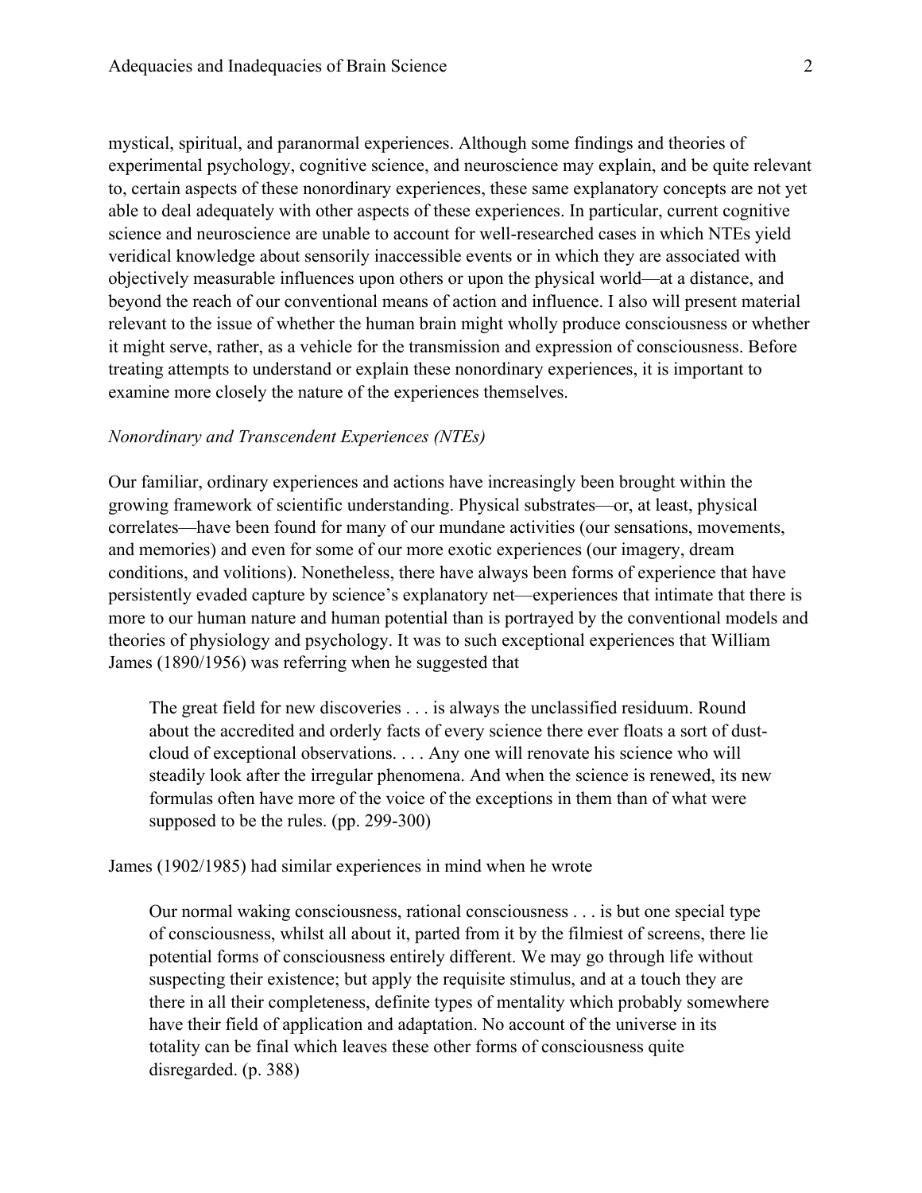mystical, spiritual, and paranormal experiences. Although some findings and theories of experimental psychology, cognitive science, and neuroscience may explain, and be quite relevant to, certain aspects of these nonordinary experiences, these same explanatory concepts are not yet able to deal adequately with other aspects of these experiences. In particular, current cognitive science and neuroscience are unable to account for well-researched cases in which NTEs yield veridical knowledge about sensorily inaccessible events or in which they are associated with objectively measurable influences upon others or upon the physical world—at a distance, and beyond the reach of our conventional means of action and influence. I also will present material relevant to the issue of whether the human brain might wholly produce consciousness or whether it might serve, rather, as a vehicle for the transmission and expression of consciousness. Before treating attempts to understand or explain these nonordinary experiences, it is important to examine more closely the nature of the experiences themselves.

*Nonordinary and Transcendent Experiences (NTEs)*

Our familiar, ordinary experiences and actions have increasingly been brought within the growing framework of scientific understanding. Physical substrates—or, at least, physical correlates—have been found for many of our mundane activities (our sensations, movements, and memories) and even for some of our more exotic experiences (our imagery, dream conditions, and volitions). Nonetheless, there have always been forms of experience that have persistently evaded capture by science's explanatory net—experiences that intimate that there is more to our human nature and human potential than is portrayed by the conventional models and theories of physiology and psychology. It was to such exceptional experiences that William James (1890/1956) was referring when he suggested that

> The great field for new discoveries . . . is always the unclassified residuum. Round about the accredited and orderly facts of every science there ever floats a sort of dust-cloud of exceptional observations. . . . Any one will renovate his science who will steadily look after the irregular phenomena. And when the science is renewed, its new formulas often have more of the voice of the exceptions in them than of what were supposed to be the rules. (pp. 299-300)

James (1902/1985) had similar experiences in mind when he wrote

> Our normal waking consciousness, rational consciousness . . . is but one special type of consciousness, whilst all about it, parted from it by the filmiest of screens, there lie potential forms of consciousness entirely different. We may go through life without suspecting their existence; but apply the requisite stimulus, and at a touch they are there in all their completeness, definite types of mentality which probably somewhere have their field of application and adaptation. No account of the universe in its totality can be final which leaves these other forms of consciousness quite disregarded. (p. 388)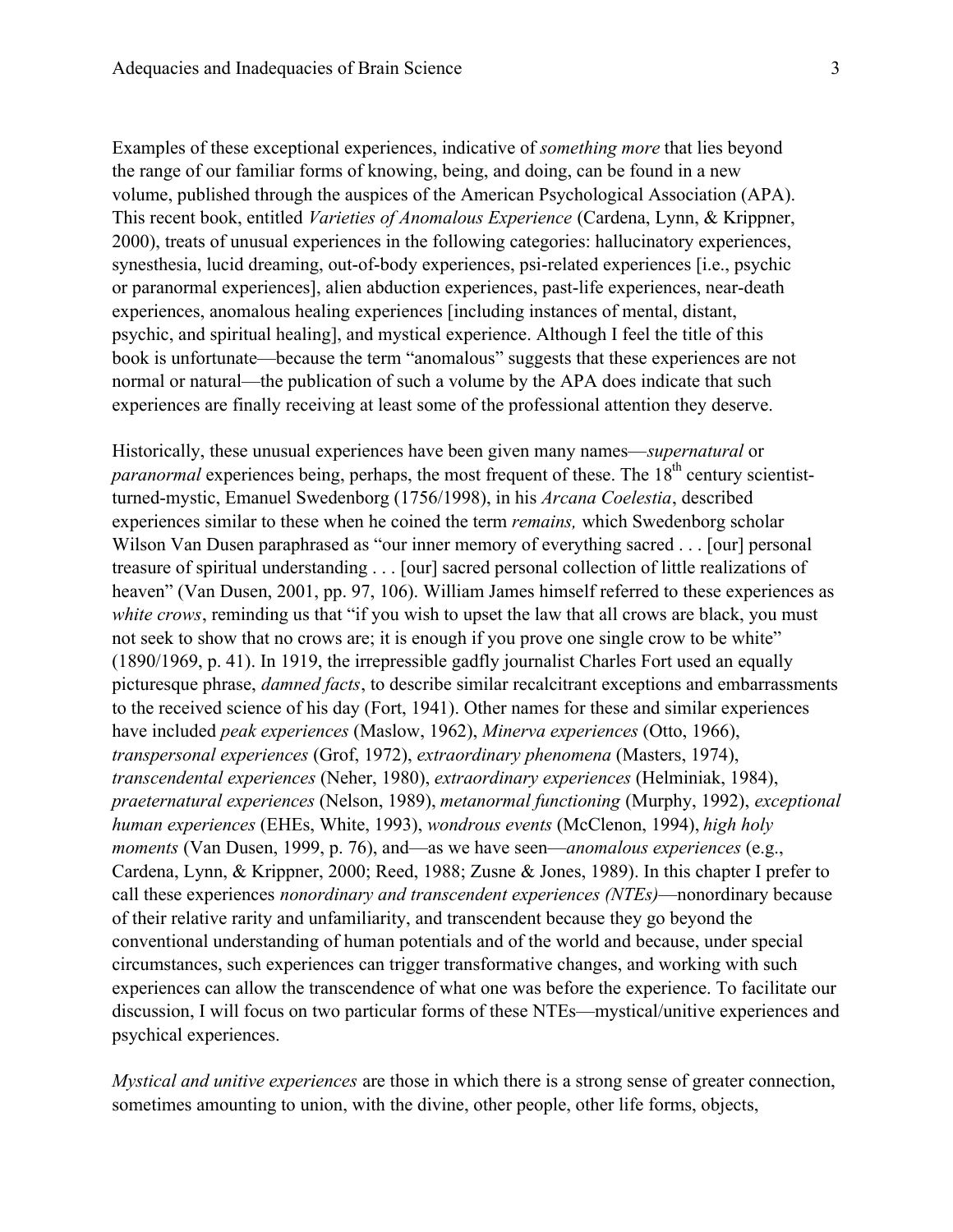Examples of these exceptional experiences, indicative of *something more* that lies beyond the range of our familiar forms of knowing, being, and doing, can be found in a new volume, published through the auspices of the American Psychological Association (APA). This recent book, entitled *Varieties of Anomalous Experience* (Cardena, Lynn, & Krippner, 2000), treats of unusual experiences in the following categories: hallucinatory experiences, synesthesia, lucid dreaming, out-of-body experiences, psi-related experiences [i.e., psychic or paranormal experiences], alien abduction experiences, past-life experiences, near-death experiences, anomalous healing experiences [including instances of mental, distant, psychic, and spiritual healing], and mystical experience. Although I feel the title of this book is unfortunate—because the term "anomalous" suggests that these experiences are not normal or natural—the publication of such a volume by the APA does indicate that such experiences are finally receiving at least some of the professional attention they deserve.

Historically, these unusual experiences have been given many names—*supernatural* or *paranormal* experiences being, perhaps, the most frequent of these. The 18th century scientist-turned-mystic, Emanuel Swedenborg (1756/1998), in his *Arcana Coelestia*, described experiences similar to these when he coined the term *remains,* which Swedenborg scholar Wilson Van Dusen paraphrased as "our inner memory of everything sacred . . . [our] personal treasure of spiritual understanding . . . [our] sacred personal collection of little realizations of heaven" (Van Dusen, 2001, pp. 97, 106). William James himself referred to these experiences as *white crows*, reminding us that "if you wish to upset the law that all crows are black, you must not seek to show that no crows are; it is enough if you prove one single crow to be white" (1890/1969, p. 41). In 1919, the irrepressible gadfly journalist Charles Fort used an equally picturesque phrase, *damned facts*, to describe similar recalcitrant exceptions and embarrassments to the received science of his day (Fort, 1941). Other names for these and similar experiences have included *peak experiences* (Maslow, 1962), *Minerva experiences* (Otto, 1966), *transpersonal experiences* (Grof, 1972), *extraordinary phenomena* (Masters, 1974), *transcendental experiences* (Neher, 1980), *extraordinary experiences* (Helminiak, 1984), *praeternatural experiences* (Nelson, 1989), *metanormal functioning* (Murphy, 1992), *exceptional human experiences* (EHEs, White, 1993), *wondrous events* (McClenon, 1994), *high holy moments* (Van Dusen, 1999, p. 76), and—as we have seen—*anomalous experiences* (e.g., Cardena, Lynn, & Krippner, 2000; Reed, 1988; Zusne & Jones, 1989). In this chapter I prefer to call these experiences *nonordinary and transcendent experiences (NTEs)*—nonordinary because of their relative rarity and unfamiliarity, and transcendent because they go beyond the conventional understanding of human potentials and of the world and because, under special circumstances, such experiences can trigger transformative changes, and working with such experiences can allow the transcendence of what one was before the experience. To facilitate our discussion, I will focus on two particular forms of these NTEs—mystical/unitive experiences and psychical experiences.

*Mystical and unitive experiences* are those in which there is a strong sense of greater connection, sometimes amounting to union, with the divine, other people, other life forms, objects,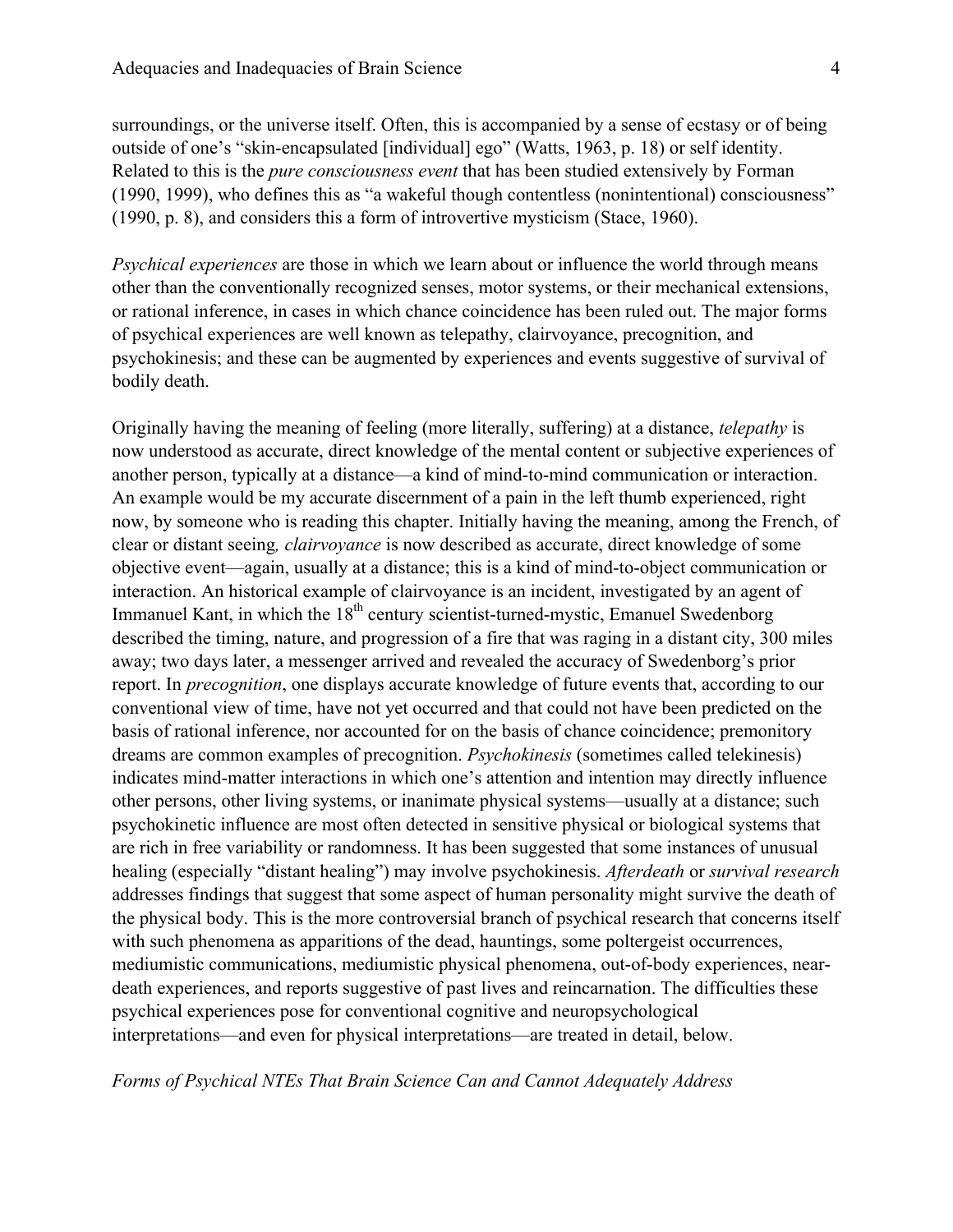surroundings, or the universe itself. Often, this is accompanied by a sense of ecstasy or of being outside of one's "skin-encapsulated [individual] ego" (Watts, 1963, p. 18) or self identity. Related to this is the *pure consciousness event* that has been studied extensively by Forman (1990, 1999), who defines this as "a wakeful though contentless (nonintentional) consciousness" (1990, p. 8), and considers this a form of introvertive mysticism (Stace, 1960).

*Psychical experiences* are those in which we learn about or influence the world through means other than the conventionally recognized senses, motor systems, or their mechanical extensions, or rational inference, in cases in which chance coincidence has been ruled out. The major forms of psychical experiences are well known as telepathy, clairvoyance, precognition, and psychokinesis; and these can be augmented by experiences and events suggestive of survival of bodily death.

Originally having the meaning of feeling (more literally, suffering) at a distance, *telepathy* is now understood as accurate, direct knowledge of the mental content or subjective experiences of another person, typically at a distance—a kind of mind-to-mind communication or interaction. An example would be my accurate discernment of a pain in the left thumb experienced, right now, by someone who is reading this chapter. Initially having the meaning, among the French, of clear or distant seeing*, clairvoyance* is now described as accurate, direct knowledge of some objective event—again, usually at a distance; this is a kind of mind-to-object communication or interaction. An historical example of clairvoyance is an incident, investigated by an agent of Immanuel Kant, in which the 18th century scientist-turned-mystic, Emanuel Swedenborg described the timing, nature, and progression of a fire that was raging in a distant city, 300 miles away; two days later, a messenger arrived and revealed the accuracy of Swedenborg's prior report. In *precognition*, one displays accurate knowledge of future events that, according to our conventional view of time, have not yet occurred and that could not have been predicted on the basis of rational inference, nor accounted for on the basis of chance coincidence; premonitory dreams are common examples of precognition. *Psychokinesis* (sometimes called telekinesis) indicates mind-matter interactions in which one's attention and intention may directly influence other persons, other living systems, or inanimate physical systems—usually at a distance; such psychokinetic influence are most often detected in sensitive physical or biological systems that are rich in free variability or randomness. It has been suggested that some instances of unusual healing (especially "distant healing") may involve psychokinesis. *Afterdeath* or *survival research* addresses findings that suggest that some aspect of human personality might survive the death of the physical body. This is the more controversial branch of psychical research that concerns itself with such phenomena as apparitions of the dead, hauntings, some poltergeist occurrences, mediumistic communications, mediumistic physical phenomena, out-of-body experiences, near-death experiences, and reports suggestive of past lives and reincarnation. The difficulties these psychical experiences pose for conventional cognitive and neuropsychological interpretations—and even for physical interpretations—are treated in detail, below.

*Forms of Psychical NTEs That Brain Science Can and Cannot Adequately Address*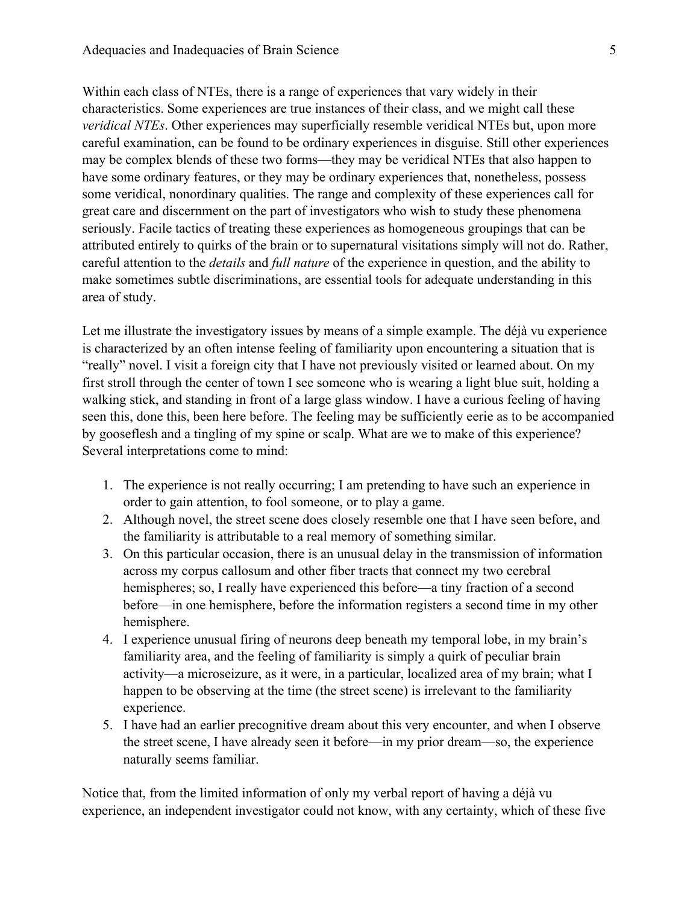Within each class of NTEs, there is a range of experiences that vary widely in their characteristics. Some experiences are true instances of their class, and we might call these *veridical NTEs*. Other experiences may superficially resemble veridical NTEs but, upon more careful examination, can be found to be ordinary experiences in disguise. Still other experiences may be complex blends of these two forms—they may be veridical NTEs that also happen to have some ordinary features, or they may be ordinary experiences that, nonetheless, possess some veridical, nonordinary qualities. The range and complexity of these experiences call for great care and discernment on the part of investigators who wish to study these phenomena seriously. Facile tactics of treating these experiences as homogeneous groupings that can be attributed entirely to quirks of the brain or to supernatural visitations simply will not do. Rather, careful attention to the *details* and *full nature* of the experience in question, and the ability to make sometimes subtle discriminations, are essential tools for adequate understanding in this area of study.

Let me illustrate the investigatory issues by means of a simple example. The déjà vu experience is characterized by an often intense feeling of familiarity upon encountering a situation that is "really" novel. I visit a foreign city that I have not previously visited or learned about. On my first stroll through the center of town I see someone who is wearing a light blue suit, holding a walking stick, and standing in front of a large glass window. I have a curious feeling of having seen this, done this, been here before. The feeling may be sufficiently eerie as to be accompanied by gooseflesh and a tingling of my spine or scalp. What are we to make of this experience? Several interpretations come to mind:

1. The experience is not really occurring; I am pretending to have such an experience in order to gain attention, to fool someone, or to play a game.
2. Although novel, the street scene does closely resemble one that I have seen before, and the familiarity is attributable to a real memory of something similar.
3. On this particular occasion, there is an unusual delay in the transmission of information across my corpus callosum and other fiber tracts that connect my two cerebral hemispheres; so, I really have experienced this before—a tiny fraction of a second before—in one hemisphere, before the information registers a second time in my other hemisphere.
4. I experience unusual firing of neurons deep beneath my temporal lobe, in my brain's familiarity area, and the feeling of familiarity is simply a quirk of peculiar brain activity—a microseizure, as it were, in a particular, localized area of my brain; what I happen to be observing at the time (the street scene) is irrelevant to the familiarity experience.
5. I have had an earlier precognitive dream about this very encounter, and when I observe the street scene, I have already seen it before—in my prior dream—so, the experience naturally seems familiar.

Notice that, from the limited information of only my verbal report of having a déjà vu experience, an independent investigator could not know, with any certainty, which of these five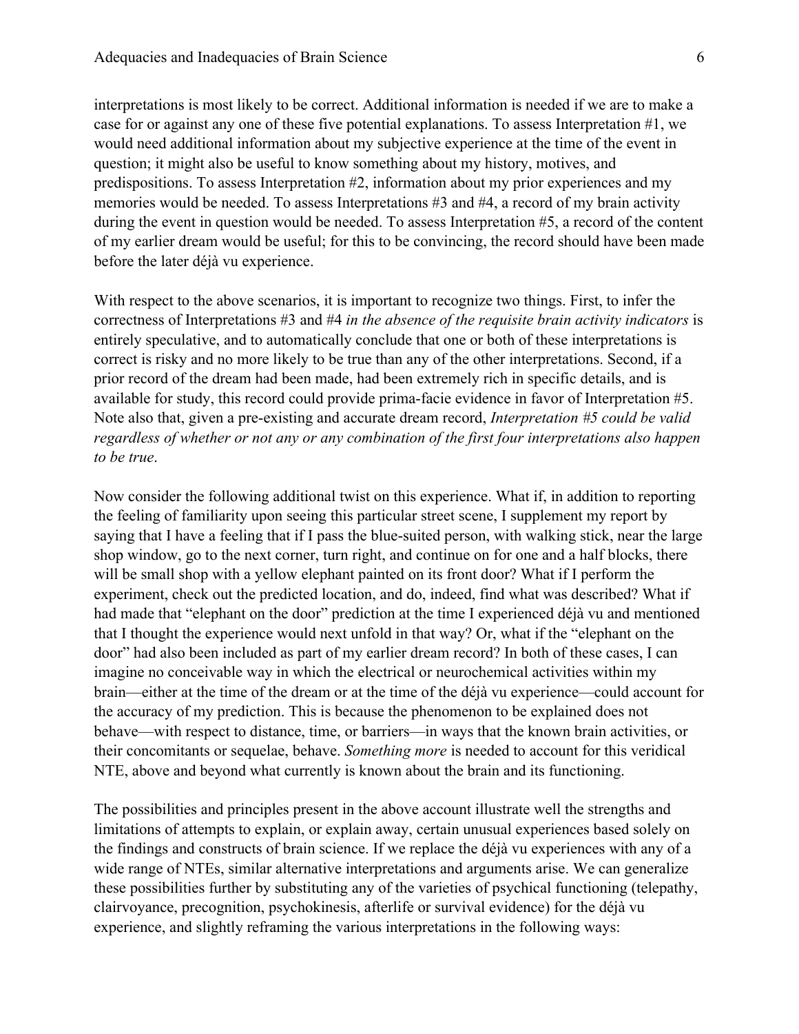interpretations is most likely to be correct. Additional information is needed if we are to make a case for or against any one of these five potential explanations. To assess Interpretation #1, we would need additional information about my subjective experience at the time of the event in question; it might also be useful to know something about my history, motives, and predispositions. To assess Interpretation #2, information about my prior experiences and my memories would be needed. To assess Interpretations #3 and #4, a record of my brain activity during the event in question would be needed. To assess Interpretation #5, a record of the content of my earlier dream would be useful; for this to be convincing, the record should have been made before the later déjà vu experience.

With respect to the above scenarios, it is important to recognize two things. First, to infer the correctness of Interpretations #3 and #4 *in the absence of the requisite brain activity indicators* is entirely speculative, and to automatically conclude that one or both of these interpretations is correct is risky and no more likely to be true than any of the other interpretations. Second, if a prior record of the dream had been made, had been extremely rich in specific details, and is available for study, this record could provide prima-facie evidence in favor of Interpretation #5. Note also that, given a pre-existing and accurate dream record, *Interpretation #5 could be valid regardless of whether or not any or any combination of the first four interpretations also happen to be true*.

Now consider the following additional twist on this experience. What if, in addition to reporting the feeling of familiarity upon seeing this particular street scene, I supplement my report by saying that I have a feeling that if I pass the blue-suited person, with walking stick, near the large shop window, go to the next corner, turn right, and continue on for one and a half blocks, there will be small shop with a yellow elephant painted on its front door? What if I perform the experiment, check out the predicted location, and do, indeed, find what was described? What if had made that "elephant on the door" prediction at the time I experienced déjà vu and mentioned that I thought the experience would next unfold in that way? Or, what if the "elephant on the door" had also been included as part of my earlier dream record? In both of these cases, I can imagine no conceivable way in which the electrical or neurochemical activities within my brain—either at the time of the dream or at the time of the déjà vu experience—could account for the accuracy of my prediction. This is because the phenomenon to be explained does not behave—with respect to distance, time, or barriers—in ways that the known brain activities, or their concomitants or sequelae, behave. *Something more* is needed to account for this veridical NTE, above and beyond what currently is known about the brain and its functioning.

The possibilities and principles present in the above account illustrate well the strengths and limitations of attempts to explain, or explain away, certain unusual experiences based solely on the findings and constructs of brain science. If we replace the déjà vu experiences with any of a wide range of NTEs, similar alternative interpretations and arguments arise. We can generalize these possibilities further by substituting any of the varieties of psychical functioning (telepathy, clairvoyance, precognition, psychokinesis, afterlife or survival evidence) for the déjà vu experience, and slightly reframing the various interpretations in the following ways: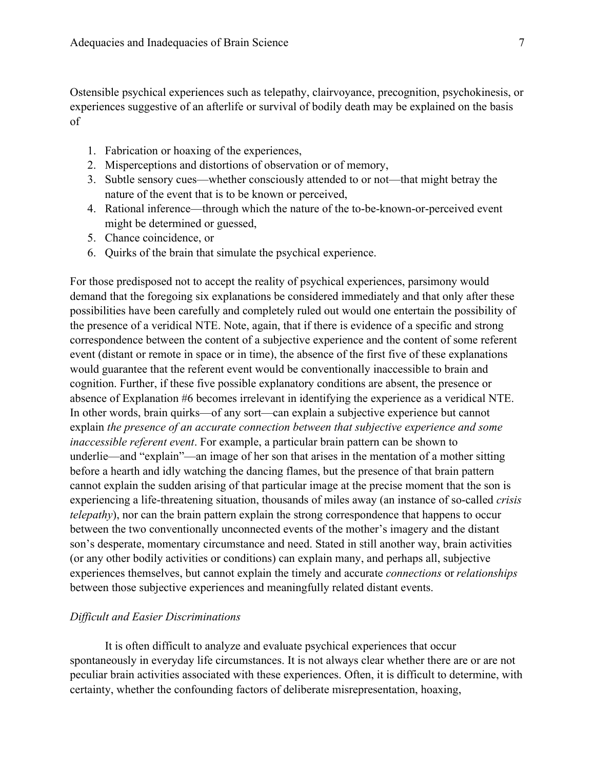Ostensible psychical experiences such as telepathy, clairvoyance, precognition, psychokinesis, or experiences suggestive of an afterlife or survival of bodily death may be explained on the basis of

1. Fabrication or hoaxing of the experiences,
2. Misperceptions and distortions of observation or of memory,
3. Subtle sensory cues—whether consciously attended to or not—that might betray the nature of the event that is to be known or perceived,
4. Rational inference—through which the nature of the to-be-known-or-perceived event might be determined or guessed,
5. Chance coincidence, or
6. Quirks of the brain that simulate the psychical experience.

For those predisposed not to accept the reality of psychical experiences, parsimony would demand that the foregoing six explanations be considered immediately and that only after these possibilities have been carefully and completely ruled out would one entertain the possibility of the presence of a veridical NTE. Note, again, that if there is evidence of a specific and strong correspondence between the content of a subjective experience and the content of some referent event (distant or remote in space or in time), the absence of the first five of these explanations would guarantee that the referent event would be conventionally inaccessible to brain and cognition. Further, if these five possible explanatory conditions are absent, the presence or absence of Explanation #6 becomes irrelevant in identifying the experience as a veridical NTE. In other words, brain quirks—of any sort—can explain a subjective experience but cannot explain *the presence of an accurate connection between that subjective experience and some inaccessible referent event*. For example, a particular brain pattern can be shown to underlie—and "explain"—an image of her son that arises in the mentation of a mother sitting before a hearth and idly watching the dancing flames, but the presence of that brain pattern cannot explain the sudden arising of that particular image at the precise moment that the son is experiencing a life-threatening situation, thousands of miles away (an instance of so-called *crisis telepathy*), nor can the brain pattern explain the strong correspondence that happens to occur between the two conventionally unconnected events of the mother's imagery and the distant son's desperate, momentary circumstance and need. Stated in still another way, brain activities (or any other bodily activities or conditions) can explain many, and perhaps all, subjective experiences themselves, but cannot explain the timely and accurate *connections* or *relationships* between those subjective experiences and meaningfully related distant events.

### *Difficult and Easier Discriminations*

It is often difficult to analyze and evaluate psychical experiences that occur spontaneously in everyday life circumstances. It is not always clear whether there are or are not peculiar brain activities associated with these experiences. Often, it is difficult to determine, with certainty, whether the confounding factors of deliberate misrepresentation, hoaxing,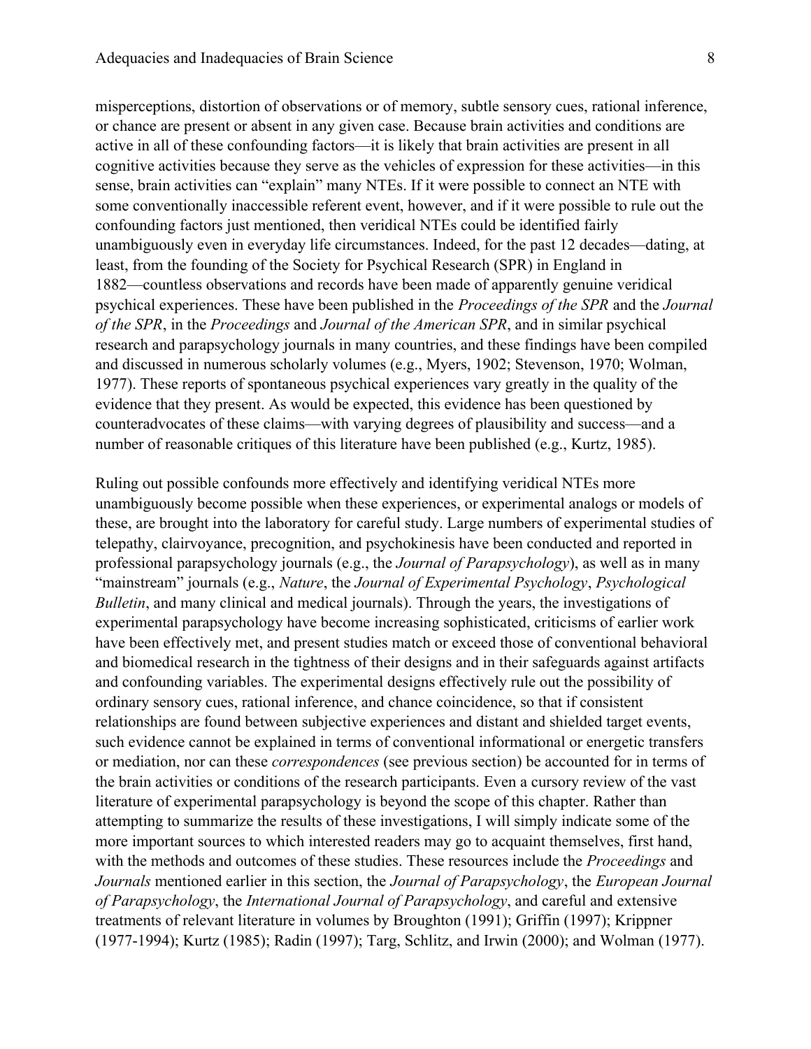misperceptions, distortion of observations or of memory, subtle sensory cues, rational inference, or chance are present or absent in any given case. Because brain activities and conditions are active in all of these confounding factors—it is likely that brain activities are present in all cognitive activities because they serve as the vehicles of expression for these activities—in this sense, brain activities can "explain" many NTEs. If it were possible to connect an NTE with some conventionally inaccessible referent event, however, and if it were possible to rule out the confounding factors just mentioned, then veridical NTEs could be identified fairly unambiguously even in everyday life circumstances. Indeed, for the past 12 decades—dating, at least, from the founding of the Society for Psychical Research (SPR) in England in 1882—countless observations and records have been made of apparently genuine veridical psychical experiences. These have been published in the *Proceedings of the SPR* and the *Journal of the SPR*, in the *Proceedings* and *Journal of the American SPR*, and in similar psychical research and parapsychology journals in many countries, and these findings have been compiled and discussed in numerous scholarly volumes (e.g., Myers, 1902; Stevenson, 1970; Wolman, 1977). These reports of spontaneous psychical experiences vary greatly in the quality of the evidence that they present. As would be expected, this evidence has been questioned by counteradvocates of these claims—with varying degrees of plausibility and success—and a number of reasonable critiques of this literature have been published (e.g., Kurtz, 1985).

Ruling out possible confounds more effectively and identifying veridical NTEs more unambiguously become possible when these experiences, or experimental analogs or models of these, are brought into the laboratory for careful study. Large numbers of experimental studies of telepathy, clairvoyance, precognition, and psychokinesis have been conducted and reported in professional parapsychology journals (e.g., the *Journal of Parapsychology*), as well as in many "mainstream" journals (e.g., *Nature*, the *Journal of Experimental Psychology*, *Psychological Bulletin*, and many clinical and medical journals). Through the years, the investigations of experimental parapsychology have become increasing sophisticated, criticisms of earlier work have been effectively met, and present studies match or exceed those of conventional behavioral and biomedical research in the tightness of their designs and in their safeguards against artifacts and confounding variables. The experimental designs effectively rule out the possibility of ordinary sensory cues, rational inference, and chance coincidence, so that if consistent relationships are found between subjective experiences and distant and shielded target events, such evidence cannot be explained in terms of conventional informational or energetic transfers or mediation, nor can these *correspondences* (see previous section) be accounted for in terms of the brain activities or conditions of the research participants. Even a cursory review of the vast literature of experimental parapsychology is beyond the scope of this chapter. Rather than attempting to summarize the results of these investigations, I will simply indicate some of the more important sources to which interested readers may go to acquaint themselves, first hand, with the methods and outcomes of these studies. These resources include the *Proceedings* and *Journals* mentioned earlier in this section, the *Journal of Parapsychology*, the *European Journal of Parapsychology*, the *International Journal of Parapsychology*, and careful and extensive treatments of relevant literature in volumes by Broughton (1991); Griffin (1997); Krippner (1977-1994); Kurtz (1985); Radin (1997); Targ, Schlitz, and Irwin (2000); and Wolman (1977).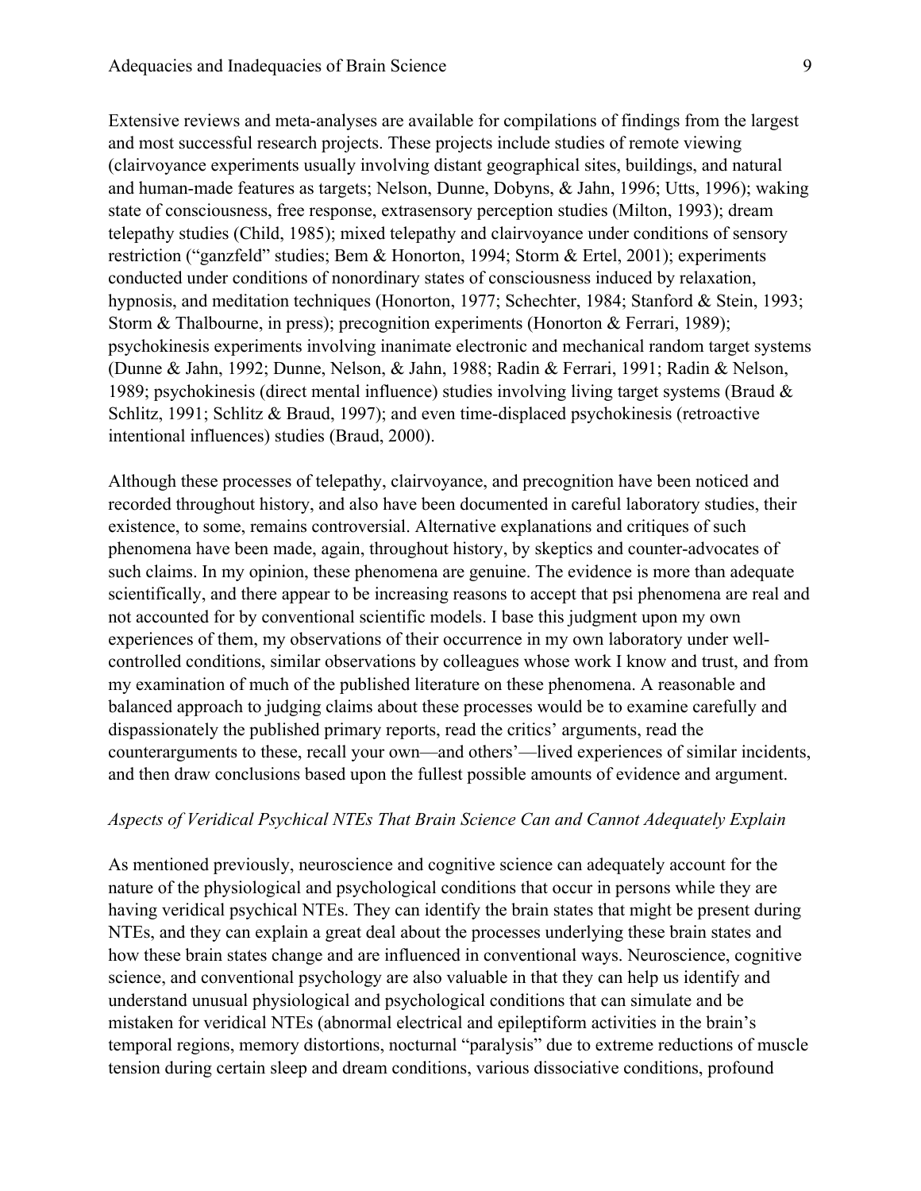Extensive reviews and meta-analyses are available for compilations of findings from the largest and most successful research projects. These projects include studies of remote viewing (clairvoyance experiments usually involving distant geographical sites, buildings, and natural and human-made features as targets; Nelson, Dunne, Dobyns, & Jahn, 1996; Utts, 1996); waking state of consciousness, free response, extrasensory perception studies (Milton, 1993); dream telepathy studies (Child, 1985); mixed telepathy and clairvoyance under conditions of sensory restriction ("ganzfeld" studies; Bem & Honorton, 1994; Storm & Ertel, 2001); experiments conducted under conditions of nonordinary states of consciousness induced by relaxation, hypnosis, and meditation techniques (Honorton, 1977; Schechter, 1984; Stanford & Stein, 1993; Storm & Thalbourne, in press); precognition experiments (Honorton & Ferrari, 1989); psychokinesis experiments involving inanimate electronic and mechanical random target systems (Dunne & Jahn, 1992; Dunne, Nelson, & Jahn, 1988; Radin & Ferrari, 1991; Radin & Nelson, 1989; psychokinesis (direct mental influence) studies involving living target systems (Braud & Schlitz, 1991; Schlitz & Braud, 1997); and even time-displaced psychokinesis (retroactive intentional influences) studies (Braud, 2000).

Although these processes of telepathy, clairvoyance, and precognition have been noticed and recorded throughout history, and also have been documented in careful laboratory studies, their existence, to some, remains controversial. Alternative explanations and critiques of such phenomena have been made, again, throughout history, by skeptics and counter-advocates of such claims. In my opinion, these phenomena are genuine. The evidence is more than adequate scientifically, and there appear to be increasing reasons to accept that psi phenomena are real and not accounted for by conventional scientific models. I base this judgment upon my own experiences of them, my observations of their occurrence in my own laboratory under well-controlled conditions, similar observations by colleagues whose work I know and trust, and from my examination of much of the published literature on these phenomena. A reasonable and balanced approach to judging claims about these processes would be to examine carefully and dispassionately the published primary reports, read the critics' arguments, read the counterarguments to these, recall your own—and others'—lived experiences of similar incidents, and then draw conclusions based upon the fullest possible amounts of evidence and argument.

*Aspects of Veridical Psychical NTEs That Brain Science Can and Cannot Adequately Explain*

As mentioned previously, neuroscience and cognitive science can adequately account for the nature of the physiological and psychological conditions that occur in persons while they are having veridical psychical NTEs. They can identify the brain states that might be present during NTEs, and they can explain a great deal about the processes underlying these brain states and how these brain states change and are influenced in conventional ways. Neuroscience, cognitive science, and conventional psychology are also valuable in that they can help us identify and understand unusual physiological and psychological conditions that can simulate and be mistaken for veridical NTEs (abnormal electrical and epileptiform activities in the brain's temporal regions, memory distortions, nocturnal "paralysis" due to extreme reductions of muscle tension during certain sleep and dream conditions, various dissociative conditions, profound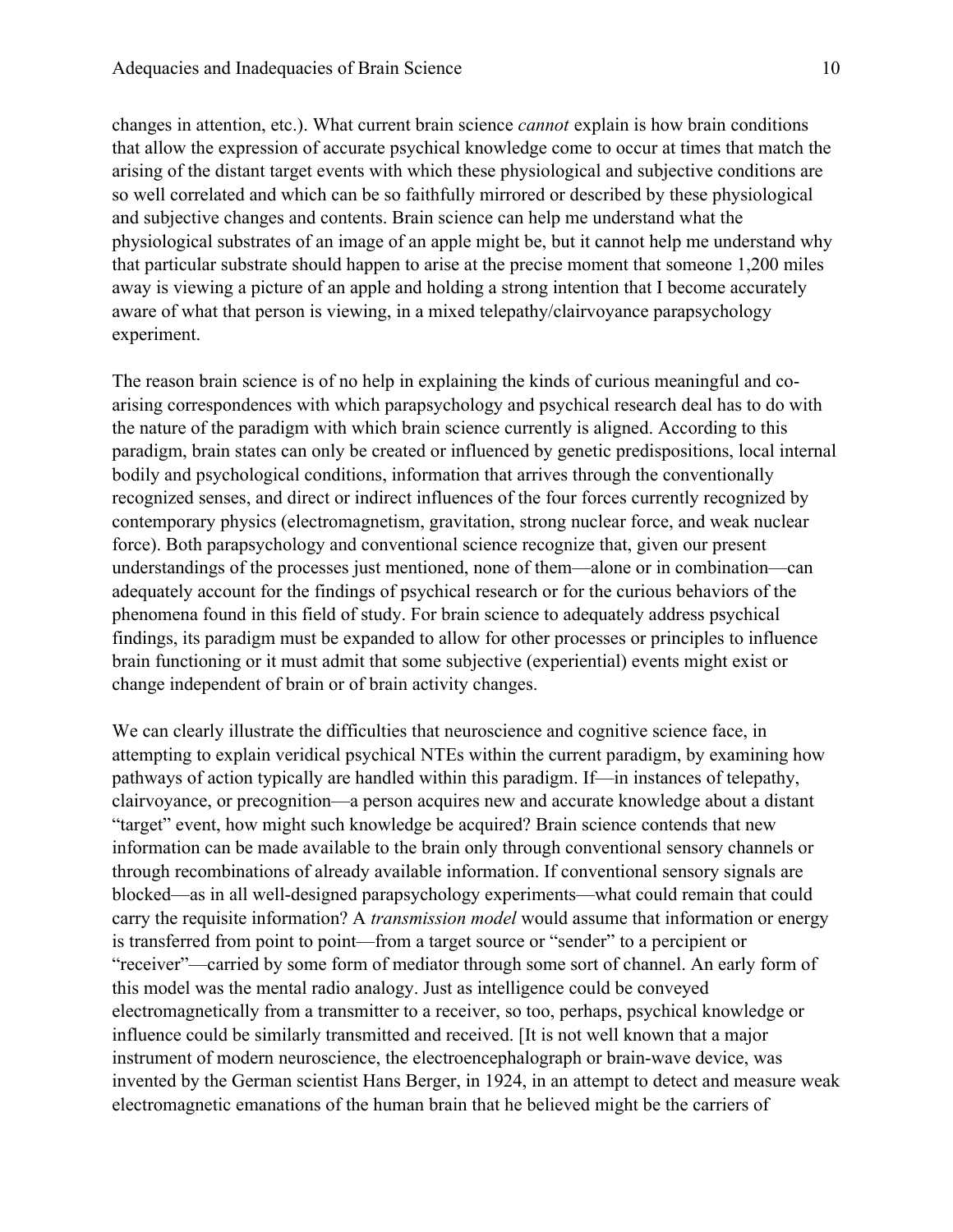changes in attention, etc.). What current brain science *cannot* explain is how brain conditions that allow the expression of accurate psychical knowledge come to occur at times that match the arising of the distant target events with which these physiological and subjective conditions are so well correlated and which can be so faithfully mirrored or described by these physiological and subjective changes and contents. Brain science can help me understand what the physiological substrates of an image of an apple might be, but it cannot help me understand why that particular substrate should happen to arise at the precise moment that someone 1,200 miles away is viewing a picture of an apple and holding a strong intention that I become accurately aware of what that person is viewing, in a mixed telepathy/clairvoyance parapsychology experiment.

The reason brain science is of no help in explaining the kinds of curious meaningful and co-arising correspondences with which parapsychology and psychical research deal has to do with the nature of the paradigm with which brain science currently is aligned. According to this paradigm, brain states can only be created or influenced by genetic predispositions, local internal bodily and psychological conditions, information that arrives through the conventionally recognized senses, and direct or indirect influences of the four forces currently recognized by contemporary physics (electromagnetism, gravitation, strong nuclear force, and weak nuclear force). Both parapsychology and conventional science recognize that, given our present understandings of the processes just mentioned, none of them—alone or in combination—can adequately account for the findings of psychical research or for the curious behaviors of the phenomena found in this field of study. For brain science to adequately address psychical findings, its paradigm must be expanded to allow for other processes or principles to influence brain functioning or it must admit that some subjective (experiential) events might exist or change independent of brain or of brain activity changes.

We can clearly illustrate the difficulties that neuroscience and cognitive science face, in attempting to explain veridical psychical NTEs within the current paradigm, by examining how pathways of action typically are handled within this paradigm. If—in instances of telepathy, clairvoyance, or precognition—a person acquires new and accurate knowledge about a distant "target" event, how might such knowledge be acquired? Brain science contends that new information can be made available to the brain only through conventional sensory channels or through recombinations of already available information. If conventional sensory signals are blocked—as in all well-designed parapsychology experiments—what could remain that could carry the requisite information? A *transmission model* would assume that information or energy is transferred from point to point—from a target source or "sender" to a percipient or "receiver"—carried by some form of mediator through some sort of channel. An early form of this model was the mental radio analogy. Just as intelligence could be conveyed electromagnetically from a transmitter to a receiver, so too, perhaps, psychical knowledge or influence could be similarly transmitted and received. [It is not well known that a major instrument of modern neuroscience, the electroencephalograph or brain-wave device, was invented by the German scientist Hans Berger, in 1924, in an attempt to detect and measure weak electromagnetic emanations of the human brain that he believed might be the carriers of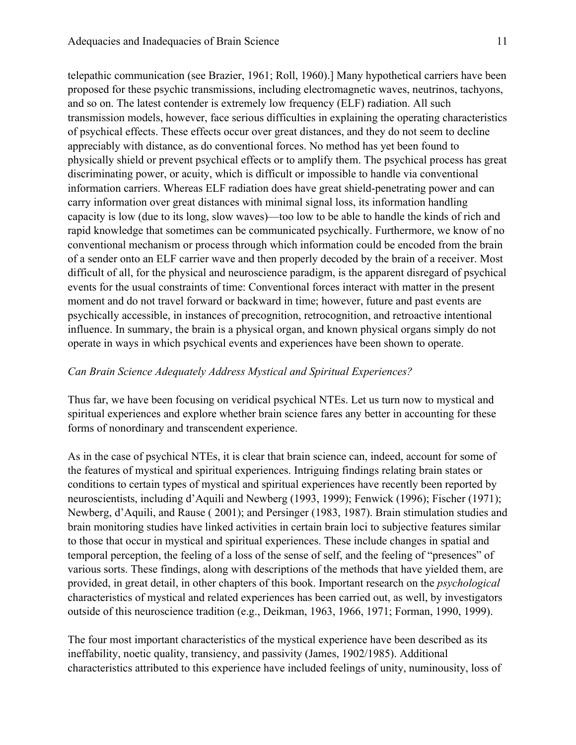telepathic communication (see Brazier, 1961; Roll, 1960).] Many hypothetical carriers have been proposed for these psychic transmissions, including electromagnetic waves, neutrinos, tachyons, and so on. The latest contender is extremely low frequency (ELF) radiation. All such transmission models, however, face serious difficulties in explaining the operating characteristics of psychical effects. These effects occur over great distances, and they do not seem to decline appreciably with distance, as do conventional forces. No method has yet been found to physically shield or prevent psychical effects or to amplify them. The psychical process has great discriminating power, or acuity, which is difficult or impossible to handle via conventional information carriers. Whereas ELF radiation does have great shield-penetrating power and can carry information over great distances with minimal signal loss, its information handling capacity is low (due to its long, slow waves)—too low to be able to handle the kinds of rich and rapid knowledge that sometimes can be communicated psychically. Furthermore, we know of no conventional mechanism or process through which information could be encoded from the brain of a sender onto an ELF carrier wave and then properly decoded by the brain of a receiver. Most difficult of all, for the physical and neuroscience paradigm, is the apparent disregard of psychical events for the usual constraints of time: Conventional forces interact with matter in the present moment and do not travel forward or backward in time; however, future and past events are psychically accessible, in instances of precognition, retrocognition, and retroactive intentional influence. In summary, the brain is a physical organ, and known physical organs simply do not operate in ways in which psychical events and experiences have been shown to operate.

*Can Brain Science Adequately Address Mystical and Spiritual Experiences?*

Thus far, we have been focusing on veridical psychical NTEs. Let us turn now to mystical and spiritual experiences and explore whether brain science fares any better in accounting for these forms of nonordinary and transcendent experience.

As in the case of psychical NTEs, it is clear that brain science can, indeed, account for some of the features of mystical and spiritual experiences. Intriguing findings relating brain states or conditions to certain types of mystical and spiritual experiences have recently been reported by neuroscientists, including d'Aquili and Newberg (1993, 1999); Fenwick (1996); Fischer (1971); Newberg, d'Aquili, and Rause ( 2001); and Persinger (1983, 1987). Brain stimulation studies and brain monitoring studies have linked activities in certain brain loci to subjective features similar to those that occur in mystical and spiritual experiences. These include changes in spatial and temporal perception, the feeling of a loss of the sense of self, and the feeling of "presences" of various sorts. These findings, along with descriptions of the methods that have yielded them, are provided, in great detail, in other chapters of this book. Important research on the *psychological* characteristics of mystical and related experiences has been carried out, as well, by investigators outside of this neuroscience tradition (e.g., Deikman, 1963, 1966, 1971; Forman, 1990, 1999).

The four most important characteristics of the mystical experience have been described as its ineffability, noetic quality, transiency, and passivity (James, 1902/1985). Additional characteristics attributed to this experience have included feelings of unity, numinousity, loss of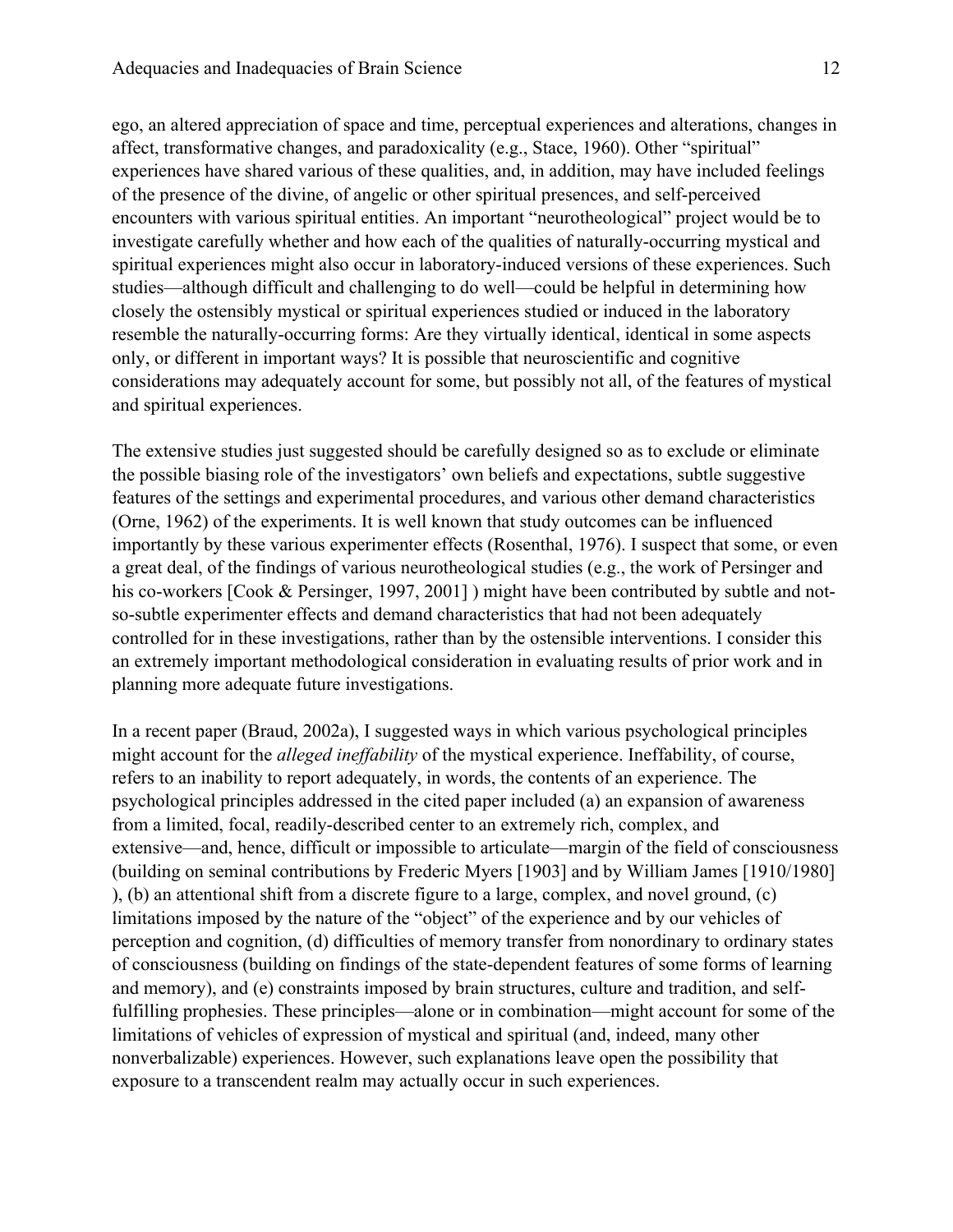ego, an altered appreciation of space and time, perceptual experiences and alterations, changes in affect, transformative changes, and paradoxicality (e.g., Stace, 1960). Other "spiritual" experiences have shared various of these qualities, and, in addition, may have included feelings of the presence of the divine, of angelic or other spiritual presences, and self-perceived encounters with various spiritual entities. An important "neurotheological" project would be to investigate carefully whether and how each of the qualities of naturally-occurring mystical and spiritual experiences might also occur in laboratory-induced versions of these experiences. Such studies—although difficult and challenging to do well—could be helpful in determining how closely the ostensibly mystical or spiritual experiences studied or induced in the laboratory resemble the naturally-occurring forms: Are they virtually identical, identical in some aspects only, or different in important ways? It is possible that neuroscientific and cognitive considerations may adequately account for some, but possibly not all, of the features of mystical and spiritual experiences.

The extensive studies just suggested should be carefully designed so as to exclude or eliminate the possible biasing role of the investigators' own beliefs and expectations, subtle suggestive features of the settings and experimental procedures, and various other demand characteristics (Orne, 1962) of the experiments. It is well known that study outcomes can be influenced importantly by these various experimenter effects (Rosenthal, 1976). I suspect that some, or even a great deal, of the findings of various neurotheological studies (e.g., the work of Persinger and his co-workers [Cook & Persinger, 1997, 2001] ) might have been contributed by subtle and not-so-subtle experimenter effects and demand characteristics that had not been adequately controlled for in these investigations, rather than by the ostensible interventions. I consider this an extremely important methodological consideration in evaluating results of prior work and in planning more adequate future investigations.

In a recent paper (Braud, 2002a), I suggested ways in which various psychological principles might account for the *alleged ineffability* of the mystical experience. Ineffability, of course, refers to an inability to report adequately, in words, the contents of an experience. The psychological principles addressed in the cited paper included (a) an expansion of awareness from a limited, focal, readily-described center to an extremely rich, complex, and extensive—and, hence, difficult or impossible to articulate—margin of the field of consciousness (building on seminal contributions by Frederic Myers [1903] and by William James [1910/1980] ), (b) an attentional shift from a discrete figure to a large, complex, and novel ground, (c) limitations imposed by the nature of the "object" of the experience and by our vehicles of perception and cognition, (d) difficulties of memory transfer from nonordinary to ordinary states of consciousness (building on findings of the state-dependent features of some forms of learning and memory), and (e) constraints imposed by brain structures, culture and tradition, and self-fulfilling prophesies. These principles—alone or in combination—might account for some of the limitations of vehicles of expression of mystical and spiritual (and, indeed, many other nonverbalizable) experiences. However, such explanations leave open the possibility that exposure to a transcendent realm may actually occur in such experiences.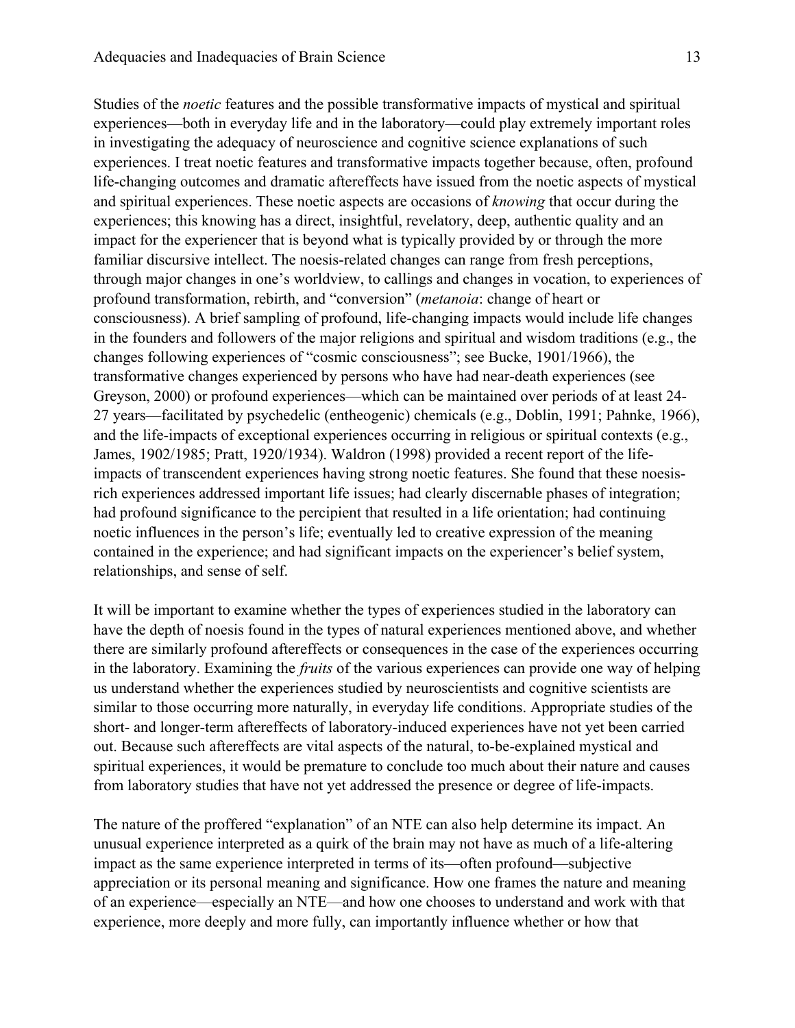Studies of the *noetic* features and the possible transformative impacts of mystical and spiritual experiences—both in everyday life and in the laboratory—could play extremely important roles in investigating the adequacy of neuroscience and cognitive science explanations of such experiences. I treat noetic features and transformative impacts together because, often, profound life-changing outcomes and dramatic aftereffects have issued from the noetic aspects of mystical and spiritual experiences. These noetic aspects are occasions of *knowing* that occur during the experiences; this knowing has a direct, insightful, revelatory, deep, authentic quality and an impact for the experiencer that is beyond what is typically provided by or through the more familiar discursive intellect. The noesis-related changes can range from fresh perceptions, through major changes in one's worldview, to callings and changes in vocation, to experiences of profound transformation, rebirth, and "conversion" (*metanoia*: change of heart or consciousness). A brief sampling of profound, life-changing impacts would include life changes in the founders and followers of the major religions and spiritual and wisdom traditions (e.g., the changes following experiences of "cosmic consciousness"; see Bucke, 1901/1966), the transformative changes experienced by persons who have had near-death experiences (see Greyson, 2000) or profound experiences—which can be maintained over periods of at least 24-27 years—facilitated by psychedelic (entheogenic) chemicals (e.g., Doblin, 1991; Pahnke, 1966), and the life-impacts of exceptional experiences occurring in religious or spiritual contexts (e.g., James, 1902/1985; Pratt, 1920/1934). Waldron (1998) provided a recent report of the life-impacts of transcendent experiences having strong noetic features. She found that these noesis-rich experiences addressed important life issues; had clearly discernable phases of integration; had profound significance to the percipient that resulted in a life orientation; had continuing noetic influences in the person's life; eventually led to creative expression of the meaning contained in the experience; and had significant impacts on the experiencer's belief system, relationships, and sense of self.

It will be important to examine whether the types of experiences studied in the laboratory can have the depth of noesis found in the types of natural experiences mentioned above, and whether there are similarly profound aftereffects or consequences in the case of the experiences occurring in the laboratory. Examining the *fruits* of the various experiences can provide one way of helping us understand whether the experiences studied by neuroscientists and cognitive scientists are similar to those occurring more naturally, in everyday life conditions. Appropriate studies of the short- and longer-term aftereffects of laboratory-induced experiences have not yet been carried out. Because such aftereffects are vital aspects of the natural, to-be-explained mystical and spiritual experiences, it would be premature to conclude too much about their nature and causes from laboratory studies that have not yet addressed the presence or degree of life-impacts.

The nature of the proffered "explanation" of an NTE can also help determine its impact. An unusual experience interpreted as a quirk of the brain may not have as much of a life-altering impact as the same experience interpreted in terms of its—often profound—subjective appreciation or its personal meaning and significance. How one frames the nature and meaning of an experience—especially an NTE—and how one chooses to understand and work with that experience, more deeply and more fully, can importantly influence whether or how that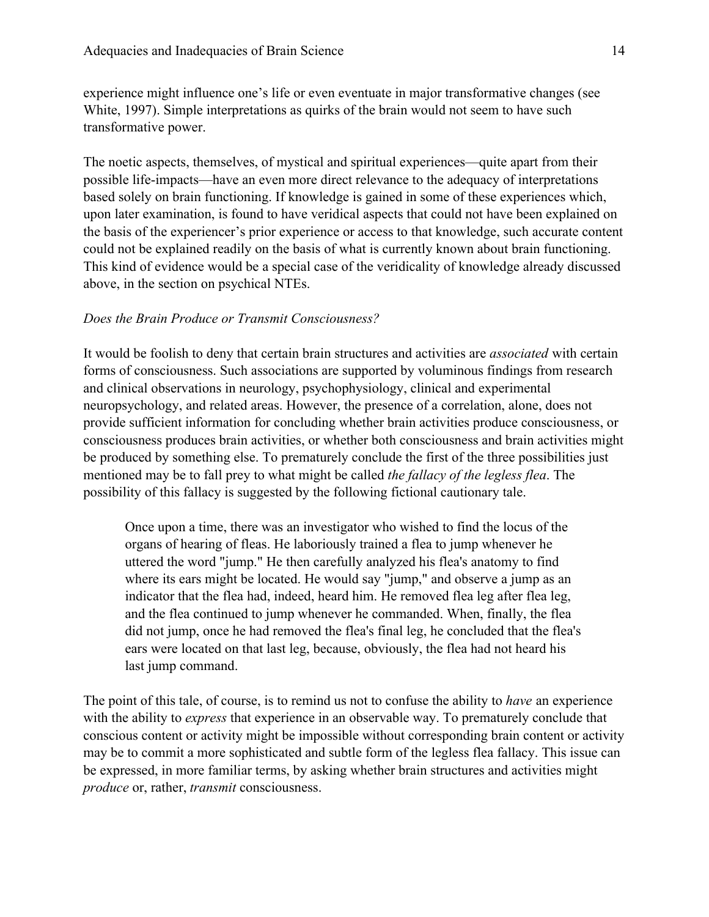experience might influence one's life or even eventuate in major transformative changes (see White, 1997). Simple interpretations as quirks of the brain would not seem to have such transformative power.

The noetic aspects, themselves, of mystical and spiritual experiences—quite apart from their possible life-impacts—have an even more direct relevance to the adequacy of interpretations based solely on brain functioning. If knowledge is gained in some of these experiences which, upon later examination, is found to have veridical aspects that could not have been explained on the basis of the experiencer's prior experience or access to that knowledge, such accurate content could not be explained readily on the basis of what is currently known about brain functioning. This kind of evidence would be a special case of the veridicality of knowledge already discussed above, in the section on psychical NTEs.

### *Does the Brain Produce or Transmit Consciousness?*

It would be foolish to deny that certain brain structures and activities are *associated* with certain forms of consciousness. Such associations are supported by voluminous findings from research and clinical observations in neurology, psychophysiology, clinical and experimental neuropsychology, and related areas. However, the presence of a correlation, alone, does not provide sufficient information for concluding whether brain activities produce consciousness, or consciousness produces brain activities, or whether both consciousness and brain activities might be produced by something else. To prematurely conclude the first of the three possibilities just mentioned may be to fall prey to what might be called *the fallacy of the legless flea*. The possibility of this fallacy is suggested by the following fictional cautionary tale.

> Once upon a time, there was an investigator who wished to find the locus of the organs of hearing of fleas. He laboriously trained a flea to jump whenever he uttered the word "jump." He then carefully analyzed his flea's anatomy to find where its ears might be located. He would say "jump," and observe a jump as an indicator that the flea had, indeed, heard him. He removed flea leg after flea leg, and the flea continued to jump whenever he commanded. When, finally, the flea did not jump, once he had removed the flea's final leg, he concluded that the flea's ears were located on that last leg, because, obviously, the flea had not heard his last jump command.

The point of this tale, of course, is to remind us not to confuse the ability to *have* an experience with the ability to *express* that experience in an observable way. To prematurely conclude that conscious content or activity might be impossible without corresponding brain content or activity may be to commit a more sophisticated and subtle form of the legless flea fallacy. This issue can be expressed, in more familiar terms, by asking whether brain structures and activities might *produce* or, rather, *transmit* consciousness.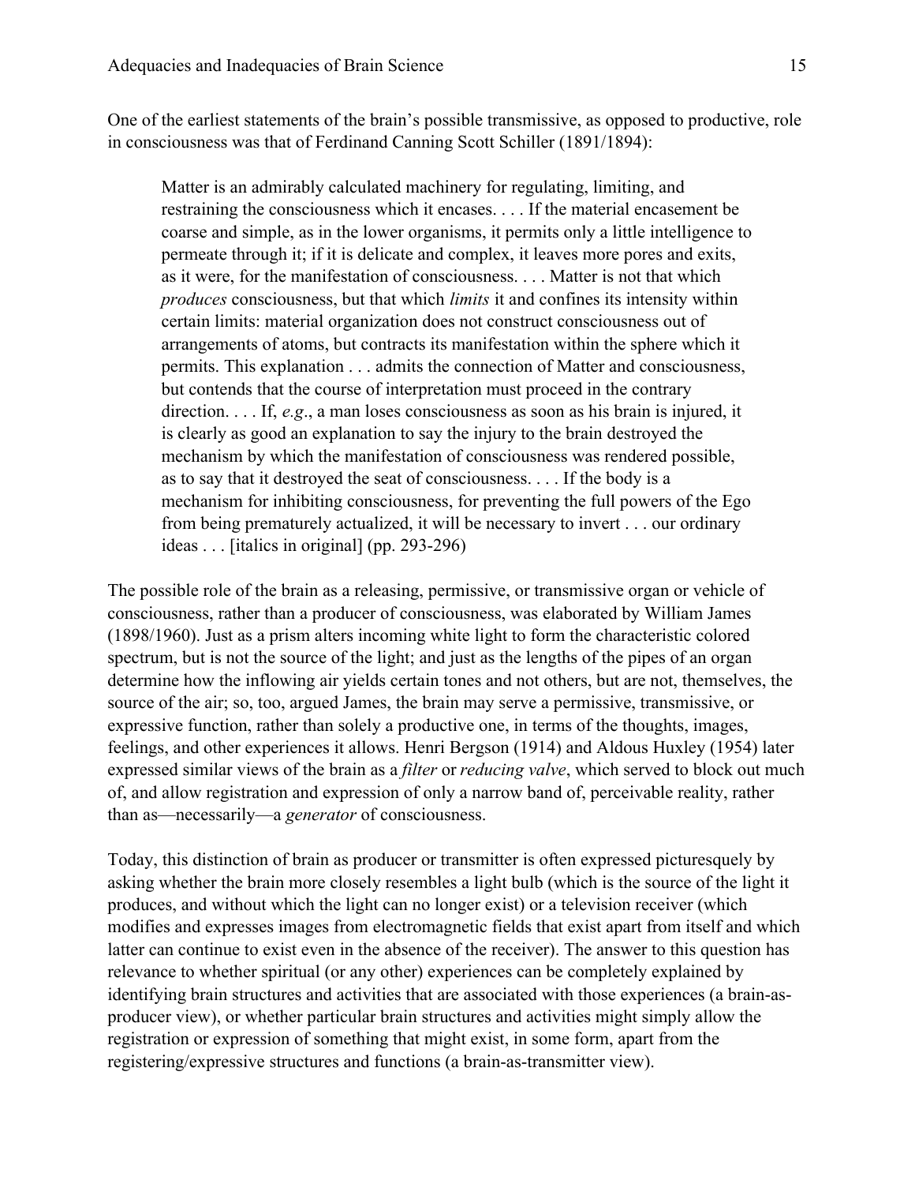One of the earliest statements of the brain's possible transmissive, as opposed to productive, role in consciousness was that of Ferdinand Canning Scott Schiller (1891/1894):

> Matter is an admirably calculated machinery for regulating, limiting, and restraining the consciousness which it encases. . . . If the material encasement be coarse and simple, as in the lower organisms, it permits only a little intelligence to permeate through it; if it is delicate and complex, it leaves more pores and exits, as it were, for the manifestation of consciousness. . . . Matter is not that which *produces* consciousness, but that which *limits* it and confines its intensity within certain limits: material organization does not construct consciousness out of arrangements of atoms, but contracts its manifestation within the sphere which it permits. This explanation . . . admits the connection of Matter and consciousness, but contends that the course of interpretation must proceed in the contrary direction. . . . If, *e.g*., a man loses consciousness as soon as his brain is injured, it is clearly as good an explanation to say the injury to the brain destroyed the mechanism by which the manifestation of consciousness was rendered possible, as to say that it destroyed the seat of consciousness. . . . If the body is a mechanism for inhibiting consciousness, for preventing the full powers of the Ego from being prematurely actualized, it will be necessary to invert . . . our ordinary ideas . . . [italics in original] (pp. 293-296)

The possible role of the brain as a releasing, permissive, or transmissive organ or vehicle of consciousness, rather than a producer of consciousness, was elaborated by William James (1898/1960). Just as a prism alters incoming white light to form the characteristic colored spectrum, but is not the source of the light; and just as the lengths of the pipes of an organ determine how the inflowing air yields certain tones and not others, but are not, themselves, the source of the air; so, too, argued James, the brain may serve a permissive, transmissive, or expressive function, rather than solely a productive one, in terms of the thoughts, images, feelings, and other experiences it allows. Henri Bergson (1914) and Aldous Huxley (1954) later expressed similar views of the brain as a *filter* or *reducing valve*, which served to block out much of, and allow registration and expression of only a narrow band of, perceivable reality, rather than as—necessarily—a *generator* of consciousness.

Today, this distinction of brain as producer or transmitter is often expressed picturesquely by asking whether the brain more closely resembles a light bulb (which is the source of the light it produces, and without which the light can no longer exist) or a television receiver (which modifies and expresses images from electromagnetic fields that exist apart from itself and which latter can continue to exist even in the absence of the receiver). The answer to this question has relevance to whether spiritual (or any other) experiences can be completely explained by identifying brain structures and activities that are associated with those experiences (a brain-as-producer view), or whether particular brain structures and activities might simply allow the registration or expression of something that might exist, in some form, apart from the registering/expressive structures and functions (a brain-as-transmitter view).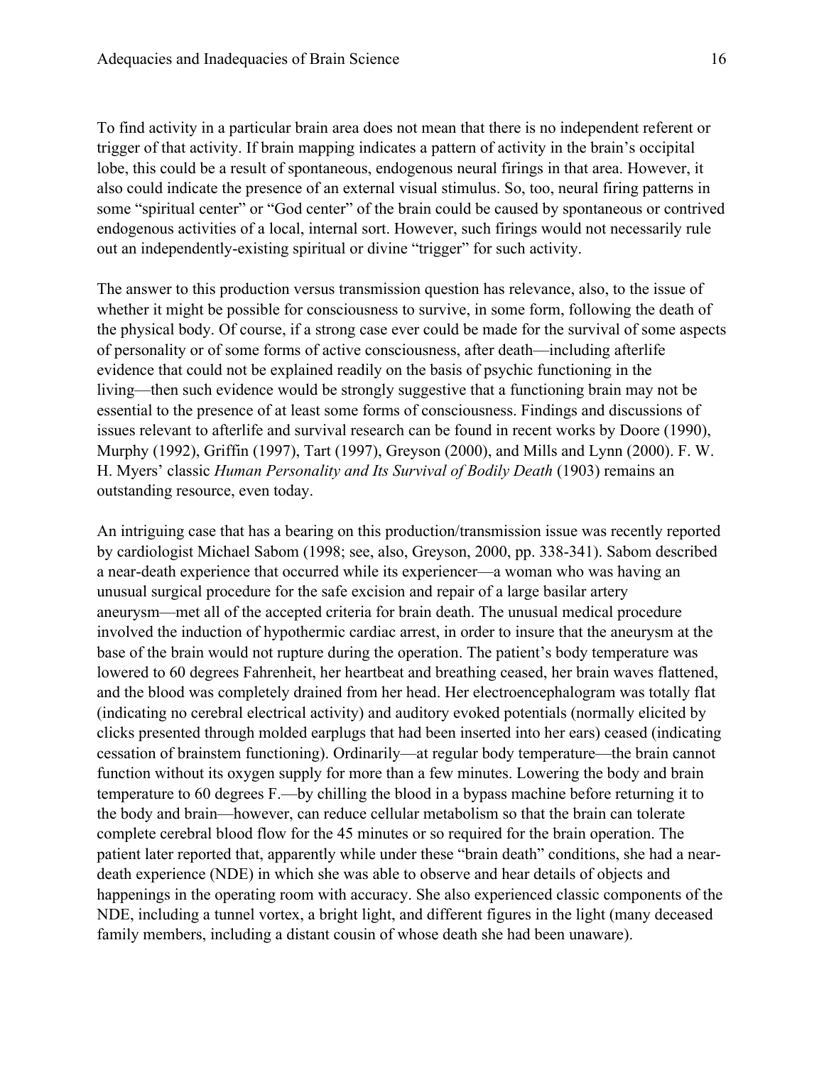To find activity in a particular brain area does not mean that there is no independent referent or trigger of that activity. If brain mapping indicates a pattern of activity in the brain's occipital lobe, this could be a result of spontaneous, endogenous neural firings in that area. However, it also could indicate the presence of an external visual stimulus. So, too, neural firing patterns in some "spiritual center" or "God center" of the brain could be caused by spontaneous or contrived endogenous activities of a local, internal sort. However, such firings would not necessarily rule out an independently-existing spiritual or divine "trigger" for such activity.

The answer to this production versus transmission question has relevance, also, to the issue of whether it might be possible for consciousness to survive, in some form, following the death of the physical body. Of course, if a strong case ever could be made for the survival of some aspects of personality or of some forms of active consciousness, after death—including afterlife evidence that could not be explained readily on the basis of psychic functioning in the living—then such evidence would be strongly suggestive that a functioning brain may not be essential to the presence of at least some forms of consciousness. Findings and discussions of issues relevant to afterlife and survival research can be found in recent works by Doore (1990), Murphy (1992), Griffin (1997), Tart (1997), Greyson (2000), and Mills and Lynn (2000). F. W. H. Myers' classic *Human Personality and Its Survival of Bodily Death* (1903) remains an outstanding resource, even today.

An intriguing case that has a bearing on this production/transmission issue was recently reported by cardiologist Michael Sabom (1998; see, also, Greyson, 2000, pp. 338-341). Sabom described a near-death experience that occurred while its experiencer—a woman who was having an unusual surgical procedure for the safe excision and repair of a large basilar artery aneurysm—met all of the accepted criteria for brain death. The unusual medical procedure involved the induction of hypothermic cardiac arrest, in order to insure that the aneurysm at the base of the brain would not rupture during the operation. The patient's body temperature was lowered to 60 degrees Fahrenheit, her heartbeat and breathing ceased, her brain waves flattened, and the blood was completely drained from her head. Her electroencephalogram was totally flat (indicating no cerebral electrical activity) and auditory evoked potentials (normally elicited by clicks presented through molded earplugs that had been inserted into her ears) ceased (indicating cessation of brainstem functioning). Ordinarily—at regular body temperature—the brain cannot function without its oxygen supply for more than a few minutes. Lowering the body and brain temperature to 60 degrees F.—by chilling the blood in a bypass machine before returning it to the body and brain—however, can reduce cellular metabolism so that the brain can tolerate complete cerebral blood flow for the 45 minutes or so required for the brain operation. The patient later reported that, apparently while under these "brain death" conditions, she had a near-death experience (NDE) in which she was able to observe and hear details of objects and happenings in the operating room with accuracy. She also experienced classic components of the NDE, including a tunnel vortex, a bright light, and different figures in the light (many deceased family members, including a distant cousin of whose death she had been unaware).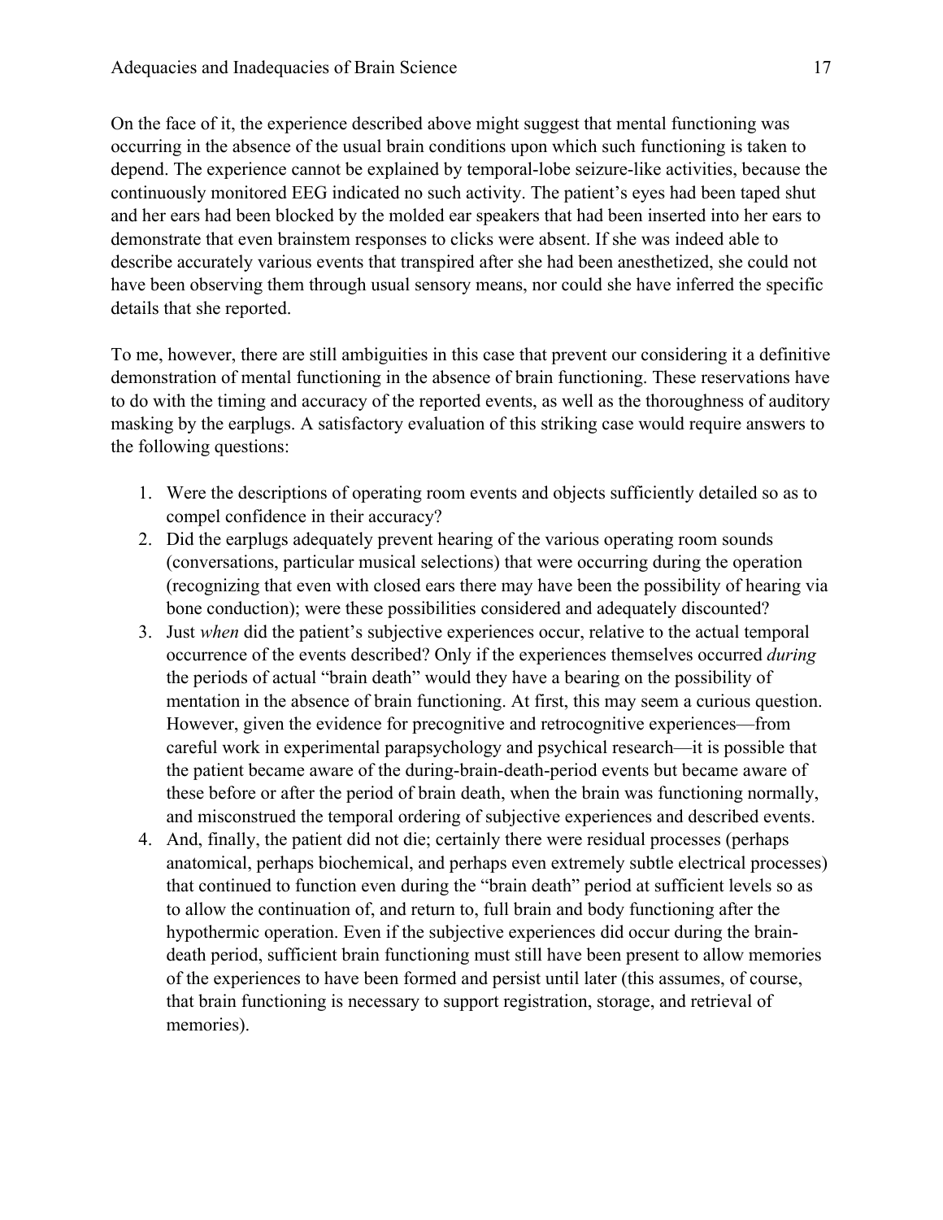On the face of it, the experience described above might suggest that mental functioning was occurring in the absence of the usual brain conditions upon which such functioning is taken to depend. The experience cannot be explained by temporal-lobe seizure-like activities, because the continuously monitored EEG indicated no such activity. The patient's eyes had been taped shut and her ears had been blocked by the molded ear speakers that had been inserted into her ears to demonstrate that even brainstem responses to clicks were absent. If she was indeed able to describe accurately various events that transpired after she had been anesthetized, she could not have been observing them through usual sensory means, nor could she have inferred the specific details that she reported.

To me, however, there are still ambiguities in this case that prevent our considering it a definitive demonstration of mental functioning in the absence of brain functioning. These reservations have to do with the timing and accuracy of the reported events, as well as the thoroughness of auditory masking by the earplugs. A satisfactory evaluation of this striking case would require answers to the following questions:

1. Were the descriptions of operating room events and objects sufficiently detailed so as to compel confidence in their accuracy?
2. Did the earplugs adequately prevent hearing of the various operating room sounds (conversations, particular musical selections) that were occurring during the operation (recognizing that even with closed ears there may have been the possibility of hearing via bone conduction); were these possibilities considered and adequately discounted?
3. Just *when* did the patient's subjective experiences occur, relative to the actual temporal occurrence of the events described? Only if the experiences themselves occurred *during* the periods of actual "brain death" would they have a bearing on the possibility of mentation in the absence of brain functioning. At first, this may seem a curious question. However, given the evidence for precognitive and retrocognitive experiences—from careful work in experimental parapsychology and psychical research—it is possible that the patient became aware of the during-brain-death-period events but became aware of these before or after the period of brain death, when the brain was functioning normally, and misconstrued the temporal ordering of subjective experiences and described events.
4. And, finally, the patient did not die; certainly there were residual processes (perhaps anatomical, perhaps biochemical, and perhaps even extremely subtle electrical processes) that continued to function even during the "brain death" period at sufficient levels so as to allow the continuation of, and return to, full brain and body functioning after the hypothermic operation. Even if the subjective experiences did occur during the brain-death period, sufficient brain functioning must still have been present to allow memories of the experiences to have been formed and persist until later (this assumes, of course, that brain functioning is necessary to support registration, storage, and retrieval of memories).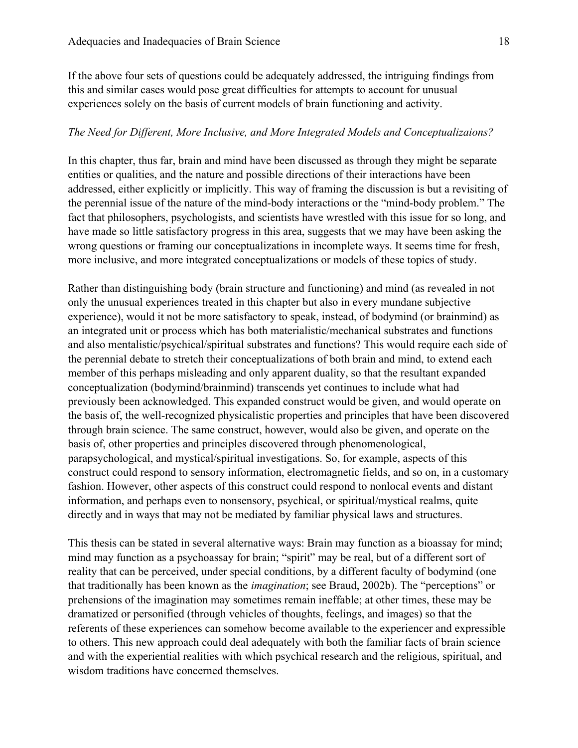If the above four sets of questions could be adequately addressed, the intriguing findings from this and similar cases would pose great difficulties for attempts to account for unusual experiences solely on the basis of current models of brain functioning and activity.

*The Need for Different, More Inclusive, and More Integrated Models and Conceptualizaions?*

In this chapter, thus far, brain and mind have been discussed as through they might be separate entities or qualities, and the nature and possible directions of their interactions have been addressed, either explicitly or implicitly. This way of framing the discussion is but a revisiting of the perennial issue of the nature of the mind-body interactions or the "mind-body problem." The fact that philosophers, psychologists, and scientists have wrestled with this issue for so long, and have made so little satisfactory progress in this area, suggests that we may have been asking the wrong questions or framing our conceptualizations in incomplete ways. It seems time for fresh, more inclusive, and more integrated conceptualizations or models of these topics of study.

Rather than distinguishing body (brain structure and functioning) and mind (as revealed in not only the unusual experiences treated in this chapter but also in every mundane subjective experience), would it not be more satisfactory to speak, instead, of bodymind (or brainmind) as an integrated unit or process which has both materialistic/mechanical substrates and functions and also mentalistic/psychical/spiritual substrates and functions? This would require each side of the perennial debate to stretch their conceptualizations of both brain and mind, to extend each member of this perhaps misleading and only apparent duality, so that the resultant expanded conceptualization (bodymind/brainmind) transcends yet continues to include what had previously been acknowledged. This expanded construct would be given, and would operate on the basis of, the well-recognized physicalistic properties and principles that have been discovered through brain science. The same construct, however, would also be given, and operate on the basis of, other properties and principles discovered through phenomenological, parapsychological, and mystical/spiritual investigations. So, for example, aspects of this construct could respond to sensory information, electromagnetic fields, and so on, in a customary fashion. However, other aspects of this construct could respond to nonlocal events and distant information, and perhaps even to nonsensory, psychical, or spiritual/mystical realms, quite directly and in ways that may not be mediated by familiar physical laws and structures.

This thesis can be stated in several alternative ways: Brain may function as a bioassay for mind; mind may function as a psychoassay for brain; "spirit" may be real, but of a different sort of reality that can be perceived, under special conditions, by a different faculty of bodymind (one that traditionally has been known as the *imagination*; see Braud, 2002b). The "perceptions" or prehensions of the imagination may sometimes remain ineffable; at other times, these may be dramatized or personified (through vehicles of thoughts, feelings, and images) so that the referents of these experiences can somehow become available to the experiencer and expressible to others. This new approach could deal adequately with both the familiar facts of brain science and with the experiential realities with which psychical research and the religious, spiritual, and wisdom traditions have concerned themselves.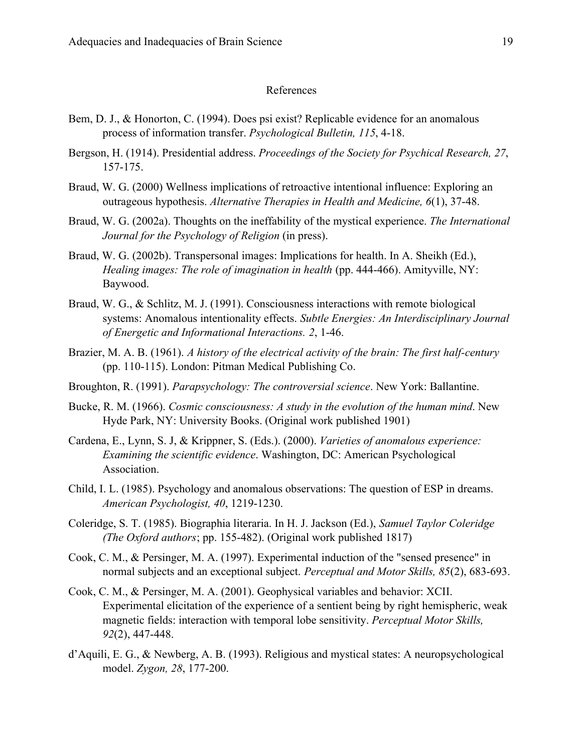# References

Bem, D. J., & Honorton, C. (1994). Does psi exist? Replicable evidence for an anomalous process of information transfer. *Psychological Bulletin, 115*, 4-18.

Bergson, H. (1914). Presidential address. *Proceedings of the Society for Psychical Research, 27*, 157-175.

Braud, W. G. (2000) Wellness implications of retroactive intentional influence: Exploring an outrageous hypothesis. *Alternative Therapies in Health and Medicine, 6*(1), 37-48.

Braud, W. G. (2002a). Thoughts on the ineffability of the mystical experience. *The International Journal for the Psychology of Religion* (in press).

Braud, W. G. (2002b). Transpersonal images: Implications for health. In A. Sheikh (Ed.), *Healing images: The role of imagination in health* (pp. 444-466). Amityville, NY: Baywood.

Braud, W. G., & Schlitz, M. J. (1991). Consciousness interactions with remote biological systems: Anomalous intentionality effects. *Subtle Energies: An Interdisciplinary Journal of Energetic and Informational Interactions. 2*, 1-46.

Brazier, M. A. B. (1961). *A history of the electrical activity of the brain: The first half-century* (pp. 110-115). London: Pitman Medical Publishing Co.

Broughton, R. (1991). *Parapsychology: The controversial science*. New York: Ballantine.

Bucke, R. M. (1966). *Cosmic consciousness: A study in the evolution of the human mind*. New Hyde Park, NY: University Books. (Original work published 1901)

Cardena, E., Lynn, S. J, & Krippner, S. (Eds.). (2000). *Varieties of anomalous experience: Examining the scientific evidence*. Washington, DC: American Psychological Association.

Child, I. L. (1985). Psychology and anomalous observations: The question of ESP in dreams. *American Psychologist, 40*, 1219-1230.

Coleridge, S. T. (1985). Biographia literaria. In H. J. Jackson (Ed.), *Samuel Taylor Coleridge (The Oxford authors*; pp. 155-482). (Original work published 1817)

Cook, C. M., & Persinger, M. A. (1997). Experimental induction of the "sensed presence" in normal subjects and an exceptional subject. *Perceptual and Motor Skills, 85*(2), 683-693.

Cook, C. M., & Persinger, M. A. (2001). Geophysical variables and behavior: XCII. Experimental elicitation of the experience of a sentient being by right hemispheric, weak magnetic fields: interaction with temporal lobe sensitivity. *Perceptual Motor Skills, 92*(2), 447-448.

d'Aquili, E. G., & Newberg, A. B. (1993). Religious and mystical states: A neuropsychological model. *Zygon, 28*, 177-200.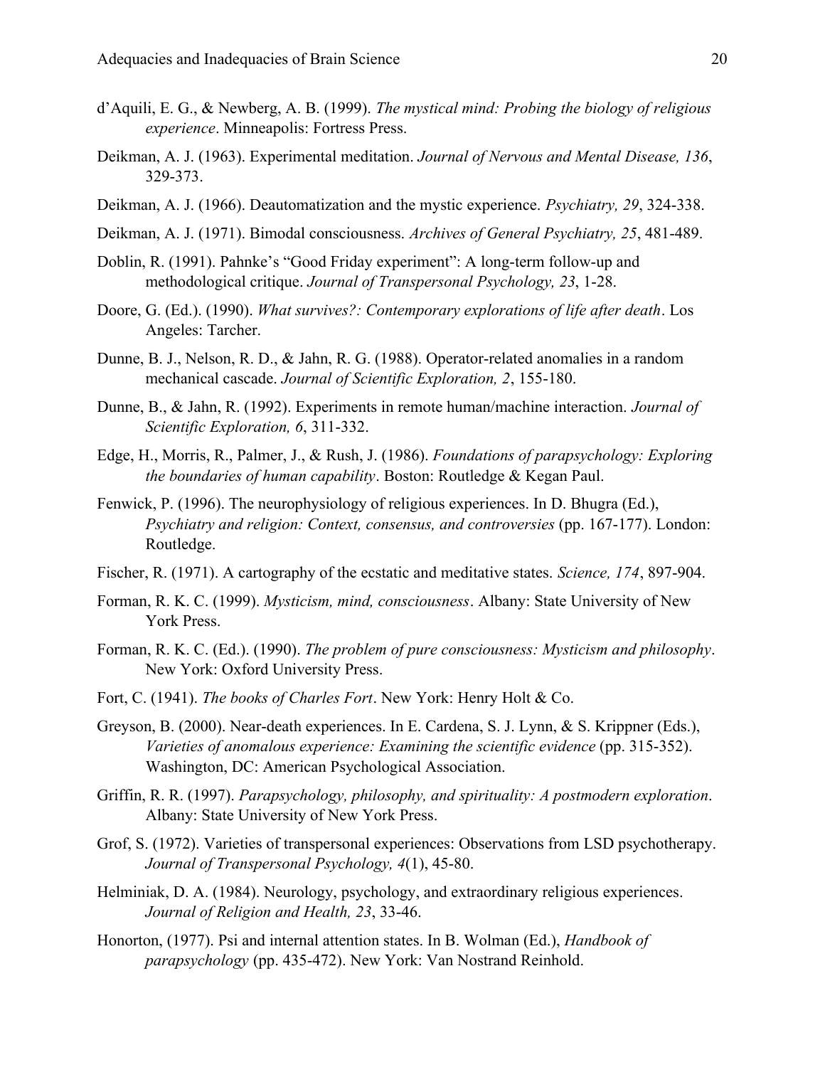d'Aquili, E. G., & Newberg, A. B. (1999). *The mystical mind: Probing the biology of religious experience*. Minneapolis: Fortress Press.

Deikman, A. J. (1963). Experimental meditation. *Journal of Nervous and Mental Disease, 136*, 329-373.

Deikman, A. J. (1966). Deautomatization and the mystic experience. *Psychiatry, 29*, 324-338.

Deikman, A. J. (1971). Bimodal consciousness. *Archives of General Psychiatry, 25*, 481-489.

Doblin, R. (1991). Pahnke's "Good Friday experiment": A long-term follow-up and methodological critique. *Journal of Transpersonal Psychology, 23*, 1-28.

Doore, G. (Ed.). (1990). *What survives?: Contemporary explorations of life after death*. Los Angeles: Tarcher.

Dunne, B. J., Nelson, R. D., & Jahn, R. G. (1988). Operator-related anomalies in a random mechanical cascade. *Journal of Scientific Exploration, 2*, 155-180.

Dunne, B., & Jahn, R. (1992). Experiments in remote human/machine interaction. *Journal of Scientific Exploration, 6*, 311-332.

Edge, H., Morris, R., Palmer, J., & Rush, J. (1986). *Foundations of parapsychology: Exploring the boundaries of human capability*. Boston: Routledge & Kegan Paul.

Fenwick, P. (1996). The neurophysiology of religious experiences. In D. Bhugra (Ed.), *Psychiatry and religion: Context, consensus, and controversies* (pp. 167-177). London: Routledge.

Fischer, R. (1971). A cartography of the ecstatic and meditative states. *Science, 174*, 897-904.

Forman, R. K. C. (1999). *Mysticism, mind, consciousness*. Albany: State University of New York Press.

Forman, R. K. C. (Ed.). (1990). *The problem of pure consciousness: Mysticism and philosophy*. New York: Oxford University Press.

Fort, C. (1941). *The books of Charles Fort*. New York: Henry Holt & Co.

Greyson, B. (2000). Near-death experiences. In E. Cardena, S. J. Lynn, & S. Krippner (Eds.), *Varieties of anomalous experience: Examining the scientific evidence* (pp. 315-352). Washington, DC: American Psychological Association.

Griffin, R. R. (1997). *Parapsychology, philosophy, and spirituality: A postmodern exploration*. Albany: State University of New York Press.

Grof, S. (1972). Varieties of transpersonal experiences: Observations from LSD psychotherapy. *Journal of Transpersonal Psychology, 4*(1), 45-80.

Helminiak, D. A. (1984). Neurology, psychology, and extraordinary religious experiences. *Journal of Religion and Health, 23*, 33-46.

Honorton, (1977). Psi and internal attention states. In B. Wolman (Ed.), *Handbook of parapsychology* (pp. 435-472). New York: Van Nostrand Reinhold.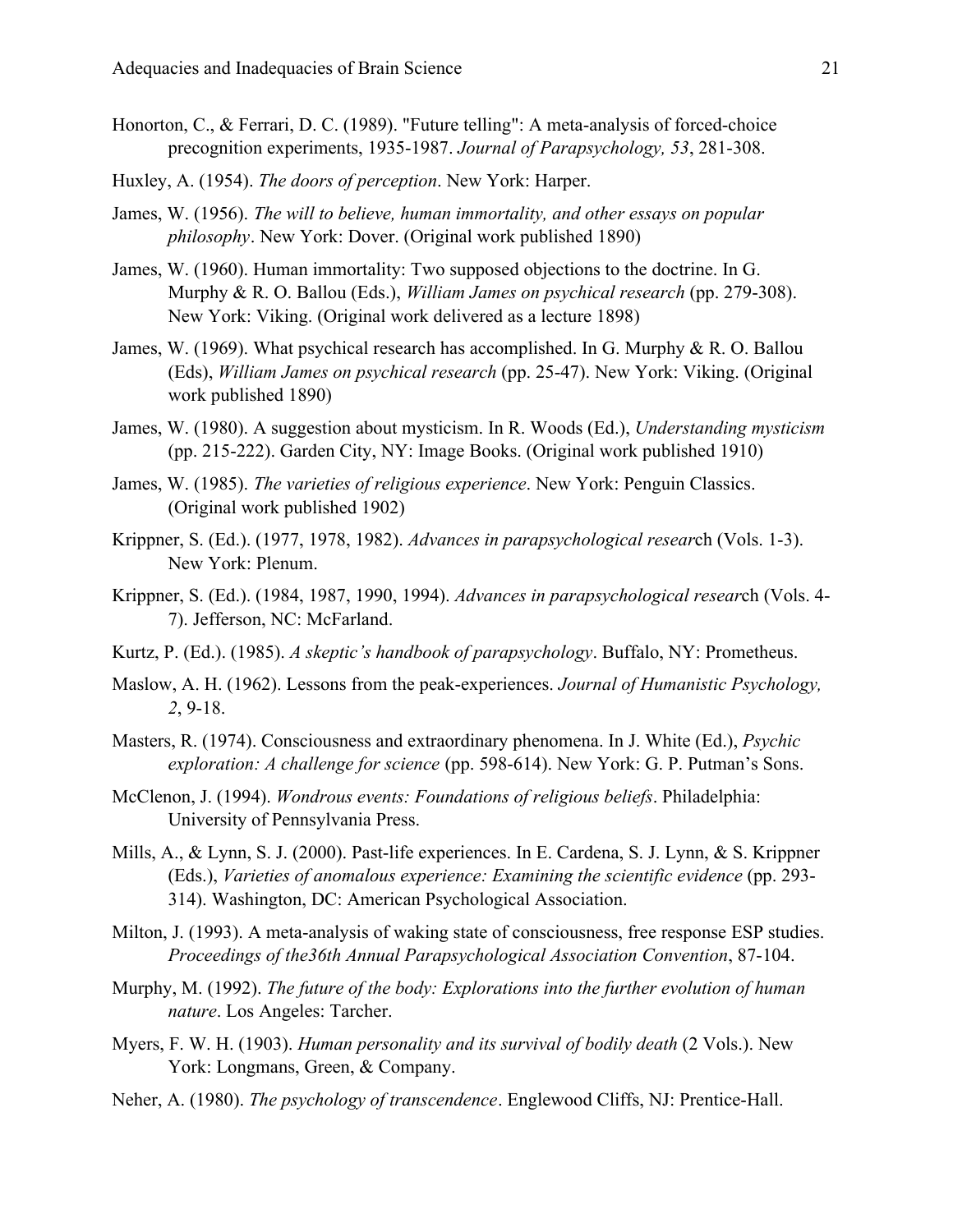Honorton, C., & Ferrari, D. C. (1989). "Future telling": A meta-analysis of forced-choice precognition experiments, 1935-1987. *Journal of Parapsychology, 53*, 281-308.

Huxley, A. (1954). *The doors of perception*. New York: Harper.

James, W. (1956). *The will to believe, human immortality, and other essays on popular philosophy*. New York: Dover. (Original work published 1890)

James, W. (1960). Human immortality: Two supposed objections to the doctrine. In G. Murphy & R. O. Ballou (Eds.), *William James on psychical research* (pp. 279-308). New York: Viking. (Original work delivered as a lecture 1898)

James, W. (1969). What psychical research has accomplished. In G. Murphy & R. O. Ballou (Eds), *William James on psychical research* (pp. 25-47). New York: Viking. (Original work published 1890)

James, W. (1980). A suggestion about mysticism. In R. Woods (Ed.), *Understanding mysticism* (pp. 215-222). Garden City, NY: Image Books. (Original work published 1910)

James, W. (1985). *The varieties of religious experience*. New York: Penguin Classics. (Original work published 1902)

Krippner, S. (Ed.). (1977, 1978, 1982). *Advances in parapsychological resear*ch (Vols. 1-3). New York: Plenum.

Krippner, S. (Ed.). (1984, 1987, 1990, 1994). *Advances in parapsychological resear*ch (Vols. 4-7). Jefferson, NC: McFarland.

Kurtz, P. (Ed.). (1985). *A skeptic's handbook of parapsychology*. Buffalo, NY: Prometheus.

Maslow, A. H. (1962). Lessons from the peak-experiences. *Journal of Humanistic Psychology, 2*, 9-18.

Masters, R. (1974). Consciousness and extraordinary phenomena. In J. White (Ed.), *Psychic exploration: A challenge for science* (pp. 598-614). New York: G. P. Putman's Sons.

McClenon, J. (1994). *Wondrous events: Foundations of religious beliefs*. Philadelphia: University of Pennsylvania Press.

Mills, A., & Lynn, S. J. (2000). Past-life experiences. In E. Cardena, S. J. Lynn, & S. Krippner (Eds.), *Varieties of anomalous experience: Examining the scientific evidence* (pp. 293-314). Washington, DC: American Psychological Association.

Milton, J. (1993). A meta-analysis of waking state of consciousness, free response ESP studies. *Proceedings of the36th Annual Parapsychological Association Convention*, 87-104.

Murphy, M. (1992). *The future of the body: Explorations into the further evolution of human nature*. Los Angeles: Tarcher.

Myers, F. W. H. (1903). *Human personality and its survival of bodily death* (2 Vols.). New York: Longmans, Green, & Company.

Neher, A. (1980). *The psychology of transcendence*. Englewood Cliffs, NJ: Prentice-Hall.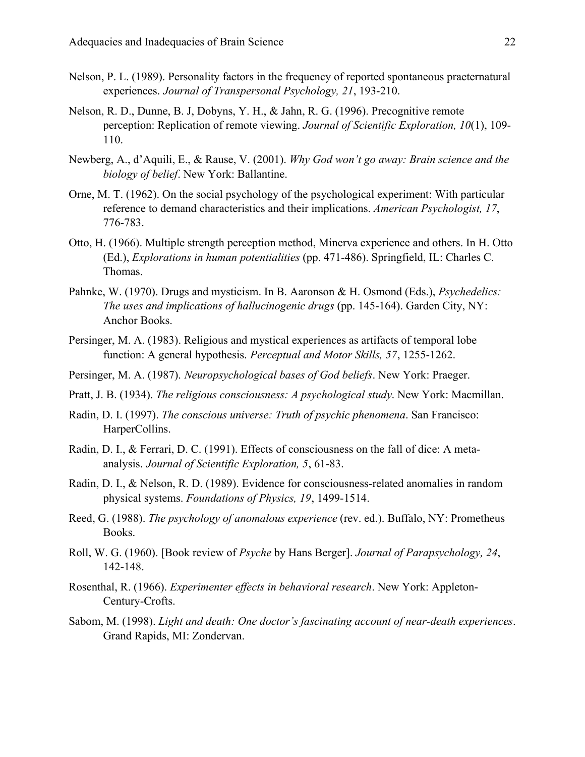Nelson, P. L. (1989). Personality factors in the frequency of reported spontaneous praeternatural experiences. *Journal of Transpersonal Psychology, 21*, 193-210.

Nelson, R. D., Dunne, B. J, Dobyns, Y. H., & Jahn, R. G. (1996). Precognitive remote perception: Replication of remote viewing. *Journal of Scientific Exploration, 10*(1), 109-110.

Newberg, A., d'Aquili, E., & Rause, V. (2001). *Why God won't go away: Brain science and the biology of belief*. New York: Ballantine.

Orne, M. T. (1962). On the social psychology of the psychological experiment: With particular reference to demand characteristics and their implications. *American Psychologist, 17*, 776-783.

Otto, H. (1966). Multiple strength perception method, Minerva experience and others. In H. Otto (Ed.), *Explorations in human potentialities* (pp. 471-486). Springfield, IL: Charles C. Thomas.

Pahnke, W. (1970). Drugs and mysticism. In B. Aaronson & H. Osmond (Eds.), *Psychedelics: The uses and implications of hallucinogenic drugs* (pp. 145-164). Garden City, NY: Anchor Books.

Persinger, M. A. (1983). Religious and mystical experiences as artifacts of temporal lobe function: A general hypothesis. *Perceptual and Motor Skills, 57*, 1255-1262.

Persinger, M. A. (1987). *Neuropsychological bases of God beliefs*. New York: Praeger.

Pratt, J. B. (1934). *The religious consciousness: A psychological study*. New York: Macmillan.

Radin, D. I. (1997). *The conscious universe: Truth of psychic phenomena*. San Francisco: HarperCollins.

Radin, D. I., & Ferrari, D. C. (1991). Effects of consciousness on the fall of dice: A meta-analysis. *Journal of Scientific Exploration, 5*, 61-83.

Radin, D. I., & Nelson, R. D. (1989). Evidence for consciousness-related anomalies in random physical systems. *Foundations of Physics, 19*, 1499-1514.

Reed, G. (1988). *The psychology of anomalous experience* (rev. ed.). Buffalo, NY: Prometheus Books.

Roll, W. G. (1960). [Book review of *Psyche* by Hans Berger]. *Journal of Parapsychology, 24*, 142-148.

Rosenthal, R. (1966). *Experimenter effects in behavioral research*. New York: Appleton-Century-Crofts.

Sabom, M. (1998). *Light and death: One doctor's fascinating account of near-death experiences*. Grand Rapids, MI: Zondervan.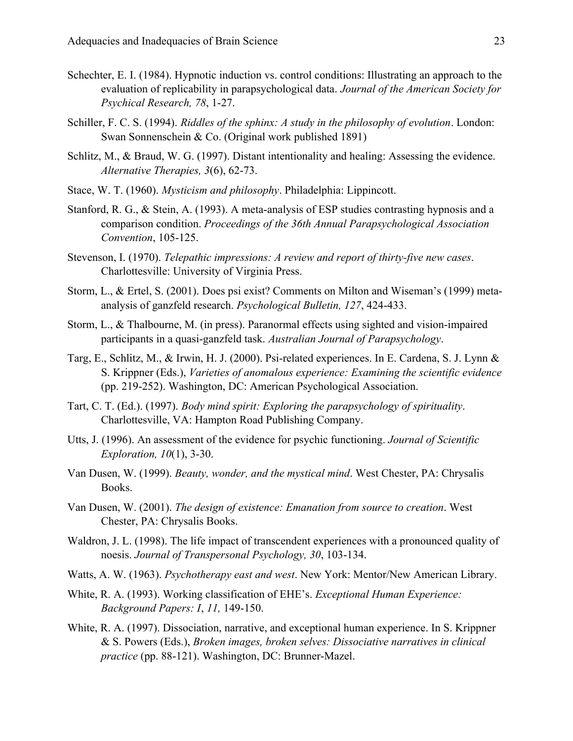Schechter, E. I. (1984). Hypnotic induction vs. control conditions: Illustrating an approach to the evaluation of replicability in parapsychological data. *Journal of the American Society for Psychical Research, 78*, 1-27.

Schiller, F. C. S. (1994). *Riddles of the sphinx: A study in the philosophy of evolution*. London: Swan Sonnenschein & Co. (Original work published 1891)

Schlitz, M., & Braud, W. G. (1997). Distant intentionality and healing: Assessing the evidence. *Alternative Therapies, 3*(6), 62-73.

Stace, W. T. (1960). *Mysticism and philosophy*. Philadelphia: Lippincott.

Stanford, R. G., & Stein, A. (1993). A meta-analysis of ESP studies contrasting hypnosis and a comparison condition. *Proceedings of the 36th Annual Parapsychological Association Convention*, 105-125.

Stevenson, I. (1970). *Telepathic impressions: A review and report of thirty-five new cases*. Charlottesville: University of Virginia Press.

Storm, L., & Ertel, S. (2001). Does psi exist? Comments on Milton and Wiseman's (1999) meta-analysis of ganzfeld research. *Psychological Bulletin, 127*, 424-433.

Storm, L., & Thalbourne, M. (in press). Paranormal effects using sighted and vision-impaired participants in a quasi-ganzfeld task. *Australian Journal of Parapsychology*.

Targ, E., Schlitz, M., & Irwin, H. J. (2000). Psi-related experiences. In E. Cardena, S. J. Lynn & S. Krippner (Eds.), *Varieties of anomalous experience: Examining the scientific evidence* (pp. 219-252). Washington, DC: American Psychological Association.

Tart, C. T. (Ed.). (1997). *Body mind spirit: Exploring the parapsychology of spirituality*. Charlottesville, VA: Hampton Road Publishing Company.

Utts, J. (1996). An assessment of the evidence for psychic functioning. *Journal of Scientific Exploration, 10*(1), 3-30.

Van Dusen, W. (1999). *Beauty, wonder, and the mystical mind*. West Chester, PA: Chrysalis Books.

Van Dusen, W. (2001). *The design of existence: Emanation from source to creation*. West Chester, PA: Chrysalis Books.

Waldron, J. L. (1998). The life impact of transcendent experiences with a pronounced quality of noesis. *Journal of Transpersonal Psychology, 30*, 103-134.

Watts, A. W. (1963). *Psychotherapy east and west*. New York: Mentor/New American Library.

White, R. A. (1993). Working classification of EHE's. *Exceptional Human Experience: Background Papers: I*, *11,* 149-150.

White, R. A. (1997). Dissociation, narrative, and exceptional human experience. In S. Krippner & S. Powers (Eds.), *Broken images, broken selves: Dissociative narratives in clinical practice* (pp. 88-121). Washington, DC: Brunner-Mazel.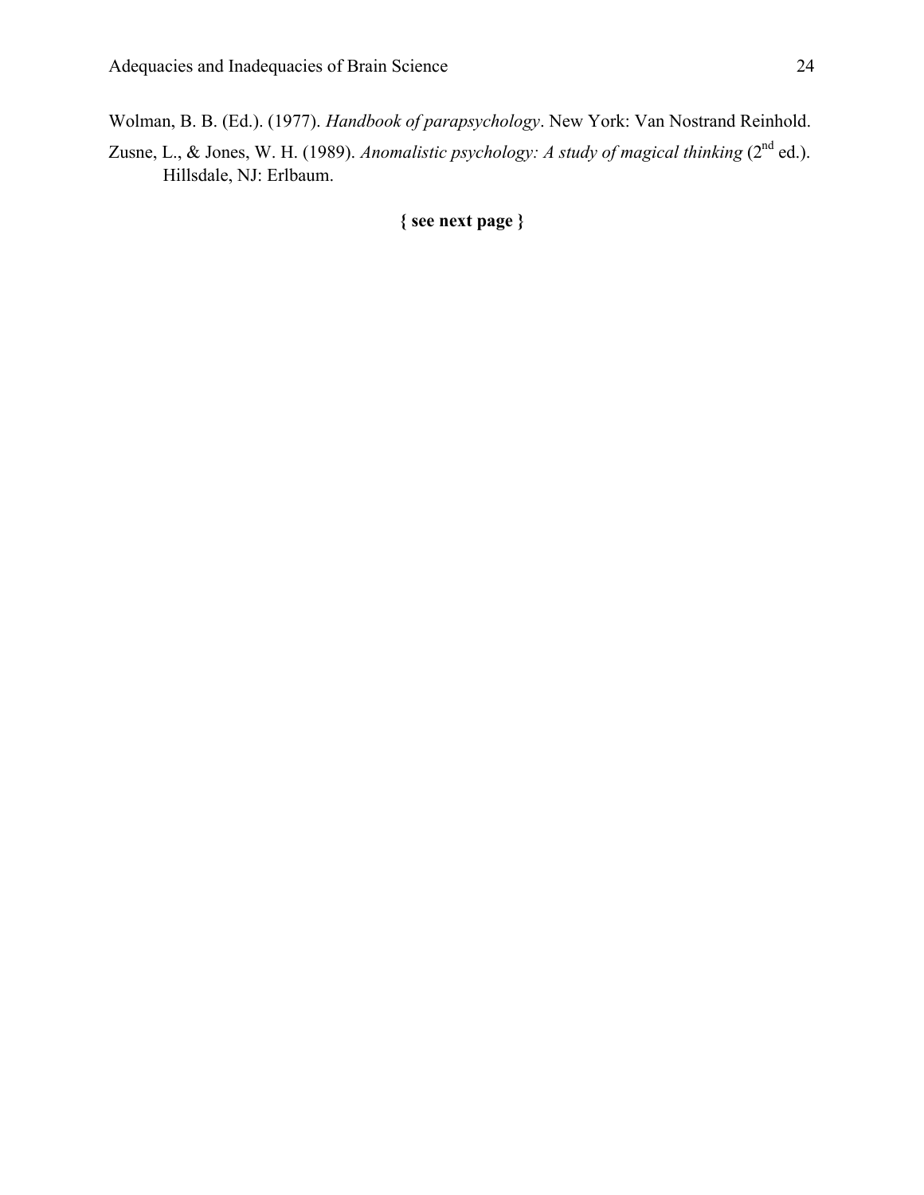Wolman, B. B. (Ed.). (1977). *Handbook of parapsychology*. New York: Van Nostrand Reinhold.

Zusne, L., & Jones, W. H. (1989). *Anomalistic psychology: A study of magical thinking* (2nd ed.). Hillsdale, NJ: Erlbaum.

**{ see next page }**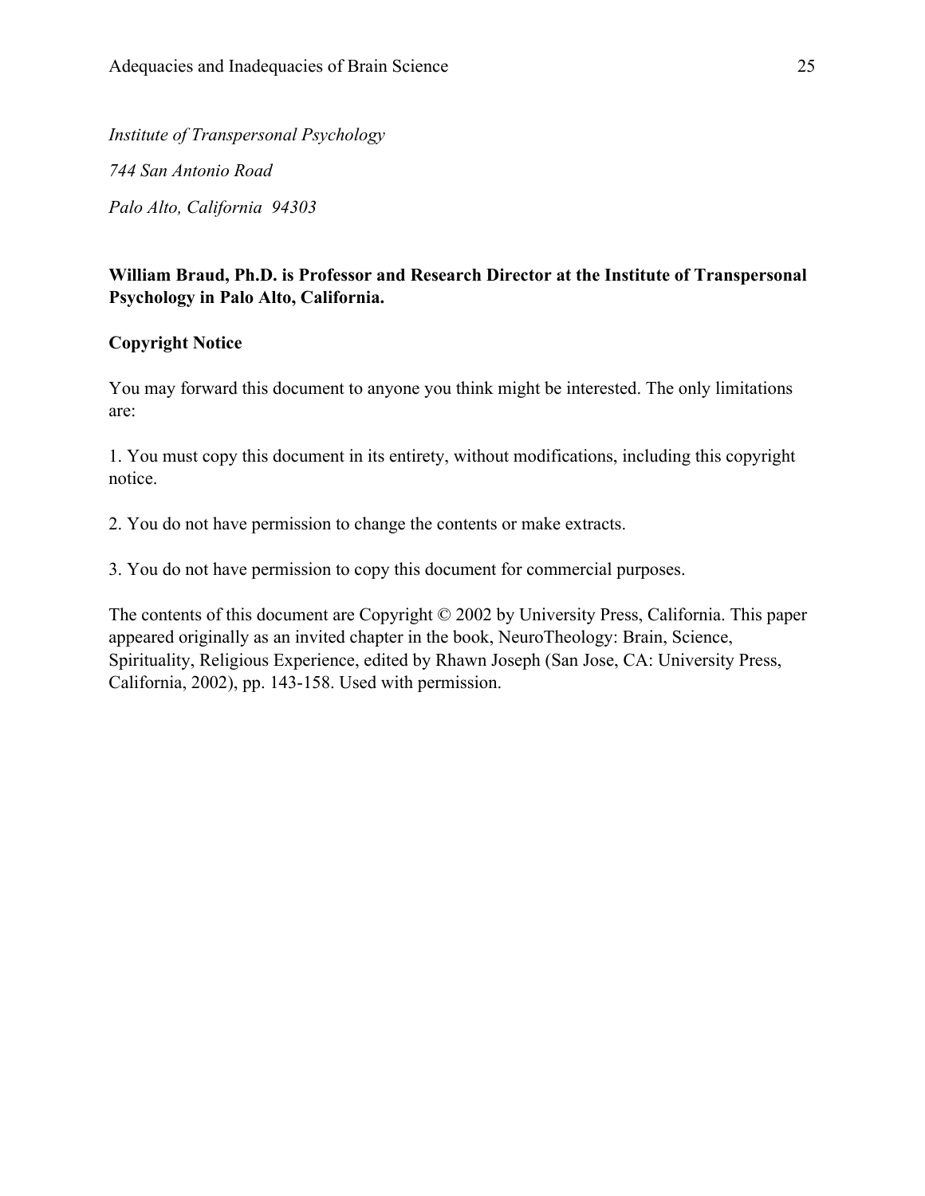*Institute of Transpersonal Psychology*

*744 San Antonio Road*

*Palo Alto, California  94303*

**William Braud, Ph.D. is Professor and Research Director at the Institute of Transpersonal Psychology in Palo Alto, California.**

**Copyright Notice**

You may forward this document to anyone you think might be interested. The only limitations are:

1. You must copy this document in its entirety, without modifications, including this copyright notice.

2. You do not have permission to change the contents or make extracts.

3. You do not have permission to copy this document for commercial purposes.

The contents of this document are Copyright © 2002 by University Press, California. This paper appeared originally as an invited chapter in the book, NeuroTheology: Brain, Science, Spirituality, Religious Experience, edited by Rhawn Joseph (San Jose, CA: University Press, California, 2002), pp. 143-158. Used with permission.